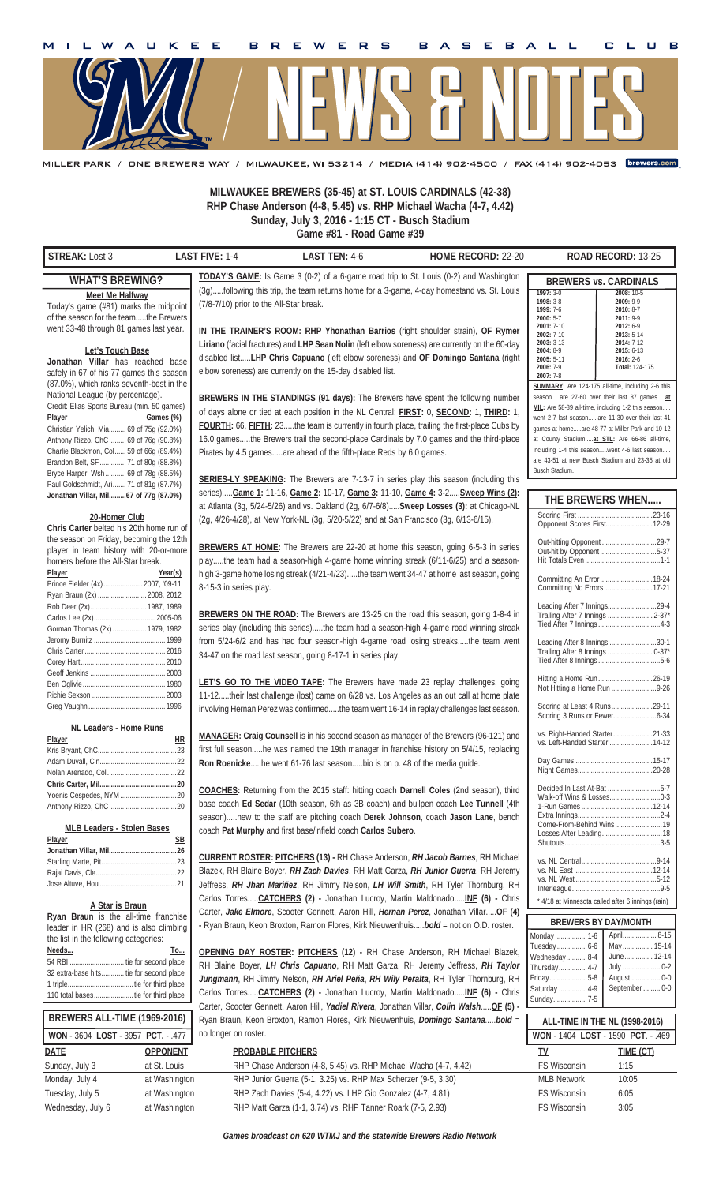# MILWAUKEE BREWERS BASEBALL CLUB — NEWS & NOTES

MILLER PARK / ONE BREWERS WAY / MILWAUKEE, WI 53214 / MEDIA (414) 902-4500 / FAX (414) 902-4053 brewers.com

**MILWAUKEE BREWERS (35-45) at ST. LOUIS CARDINALS (42-38)**
**RHP Chase Anderson (4-8, 5.45) vs. RHP Michael Wacha (4-7, 4.42)**
**Sunday, July 3, 2016 - 1:15 CT - Busch Stadium**
**Game #81 - Road Game #39**

| STREAK: Lost 3 | LAST FIVE: 1-4 | LAST TEN: 4-6 | HOME RECORD: 22-20 | ROAD RECORD: 13-25 |
|---|---|---|---|---|

## WHAT'S BREWING?

**Meet Me Halfway**
Today's game (#81) marks the midpoint of the season for the team.....the Brewers went 33-48 through 81 games last year.

**Let's Touch Base**
**Jonathan Villar** has reached base safely in 67 of his 77 games this season (87.0%), which ranks seventh-best in the National League (by percentage).
Credit: Elias Sports Bureau (min. 50 games)

| Player | Games (%) |
|---|---|
| Christian Yelich, Mia | 69 of 75g (92.0%) |
| Anthony Rizzo, ChC | 69 of 76g (90.8%) |
| Charlie Blackmon, Col | 59 of 66g (89.4%) |
| Brandon Belt, SF | 71 of 80g (88.8%) |
| Bryce Harper, Wsh | 69 of 78g (88.5%) |
| Paul Goldschmidt, Ari | 71 of 81g (87.7%) |
| **Jonathan Villar, Mil** | **67 of 77g (87.0%)** |

**20-Homer Club**
**Chris Carter** belted his 20th home run of the season on Friday, becoming the 12th player in team history with 20-or-more homers before the All-Star break.

| Player | Year(s) |
|---|---|
| Prince Fielder (4x) | 2007, '09-11 |
| Ryan Braun (2x) | 2008, 2012 |
| Rob Deer (2x) | 1987, 1989 |
| Carlos Lee (2x) | 2005-06 |
| Gorman Thomas (2x) | 1979, 1982 |
| Jeromy Burnitz | 1999 |
| Chris Carter | 2016 |
| Corey Hart | 2010 |
| Geoff Jenkins | 2003 |
| Ben Oglivie | 1980 |
| Richie Sexson | 2003 |
| Greg Vaughn | 1996 |

**NL Leaders - Home Runs**

| Player | HR |
|---|---|
| Kris Bryant, ChC | 23 |
| Adam Duvall, Cin | 22 |
| Nolan Arenado, Col | 22 |
| **Chris Carter, Mil** | **20** |
| Yoenis Cespedes, NYM | 20 |
| Anthony Rizzo, ChC | 20 |

**MLB Leaders - Stolen Bases**

| Player | SB |
|---|---|
| **Jonathan Villar, Mil** | **26** |
| Starling Marte, Pit | 23 |
| Rajai Davis, Cle | 22 |
| Jose Altuve, Hou | 21 |

**A Star is Braun**
**Ryan Braun** is the all-time franchise leader in HR (268) and is also climbing the list in the following categories:

| Needs... | To... |
|---|---|
| 54 RBI | tie for second place |
| 32 extra-base hits | tie for second place |
| 1 triple | tie for third place |
| 110 total bases | tie for third place |

**TODAY'S GAME:** Is Game 3 (0-2) of a 6-game road trip to St. Louis (0-2) and Washington (3g).....following this trip, the team returns home for a 3-game, 4-day homestand vs. St. Louis (7/8-7/10) prior to the All-Star break.

**IN THE TRAINER'S ROOM:** RHP Yhonathan Barrios (right shoulder strain), OF Rymer Liriano (facial fractures) and LHP Sean Nolin (left elbow soreness) are currently on the 60-day disabled list.....LHP Chris Capuano (left elbow soreness) and OF Domingo Santana (right elbow soreness) are currently on the 15-day disabled list.

**BREWERS IN THE STANDINGS (91 days):** The Brewers have spent the following number of days alone or tied at each position in the NL Central: **FIRST:** 0, **SECOND:** 1, **THIRD:** 1, **FOURTH:** 66, **FIFTH:** 23.....the team is currently in fourth place, trailing the first-place Cubs by 16.0 games.....the Brewers trail the second-place Cardinals by 7.0 games and the third-place Pirates by 4.5 games.....are ahead of the fifth-place Reds by 6.0 games.

**SERIES-LY SPEAKING:** The Brewers are 7-13-7 in series play this season (including this series).....**Game 1:** 11-16, **Game 2:** 10-17, **Game 3:** 11-10, **Game 4:** 3-2.....**Sweep Wins (2):** at Atlanta (3g, 5/24-5/26) and vs. Oakland (2g, 6/7-6/8).....**Sweep Losses (3):** at Chicago-NL (2g, 4/26-4/28), at New York-NL (3g, 5/20-5/22) and at San Francisco (3g, 6/13-6/15).

**BREWERS AT HOME:** The Brewers are 22-20 at home this season, going 6-5-3 in series play.....the team had a season-high 4-game home winning streak (6/11-6/25) and a season-high 3-game home losing streak (4/21-4/23).....the team went 34-47 at home last season, going 8-15-3 in series play.

**BREWERS ON THE ROAD:** The Brewers are 13-25 on the road this season, going 1-8-4 in series play (including this series).....the team had a season-high 4-game road winning streak from 5/24-6/2 and has had four season-high 4-game road losing streaks.....the team went 34-47 on the road last season, going 8-17-1 in series play.

**LET'S GO TO THE VIDEO TAPE:** The Brewers have made 23 replay challenges, going 11-12.....their last challenge (lost) came on 6/28 vs. Los Angeles as an out call at home plate involving Hernan Perez was confirmed.....the team went 16-14 in replay challenges last season.

**MANAGER: Craig Counsell** is in his second season as manager of the Brewers (96-121) and first full season.....he was named the 19th manager in franchise history on 5/4/15, replacing **Ron Roenicke**.....he went 61-76 last season.....bio is on p. 48 of the media guide.

**COACHES:** Returning from the 2015 staff: hitting coach **Darnell Coles** (2nd season), third base coach **Ed Sedar** (10th season, 6th as 3B coach) and bullpen coach **Lee Tunnell** (4th season).....new to the staff are pitching coach **Derek Johnson**, coach **Jason Lane**, bench coach **Pat Murphy** and first base/infield coach **Carlos Subero**.

**CURRENT ROSTER: PITCHERS (13) -** RH Chase Anderson, ***RH Jacob Barnes***, RH Michael Blazek, ***RH Zach Davies***, RH Matt Garza, ***RH Junior Guerra***, RH Jeremy Jeffress, ***RH Jhan Mariñez***, RH Jimmy Nelson, ***LH Will Smith***, RH Tyler Thornburg, RH Carlos Torres.....**CATCHERS (2) -** Jonathan Lucroy, Martin Maldonado.....**INF (6) -** Chris Carter, ***Jake Elmore***, Scooter Gennett, Aaron Hill, ***Hernan Perez***, Jonathan Villar.....**OF (4) -** Ryan Braun, Keon Broxton, Ramon Flores, Kirk Nieuwenhuis.....***bold*** = not on O.D. roster.

**OPENING DAY ROSTER: PITCHERS (12) -** RH Chase Anderson, RH Michael Blazek, RH Blaine Boyer, ***LH Chris Capuano***, RH Matt Garza, RH Jeremy Jeffress, ***RH Taylor Jungmann***, RH Jimmy Nelson, ***RH Ariel Peña***, ***RH Wily Peralta***, RH Tyler Thornburg, RH Carlos Torres.....**CATCHERS (2) -** Jonathan Lucroy, Martin Maldonado.....**INF (6) -** Chris Carter, Scooter Gennett, Aaron Hill, ***Yadiel Rivera***, Jonathan Villar, ***Colin Walsh***.....**OF (5) -** Ryan Braun, Keon Broxton, Ramon Flores, Kirk Nieuwenhuis, ***Domingo Santana***.....***bold*** = no longer on roster.

## BREWERS vs. CARDINALS

| | |
|---|---|
| **1997:** 3-0 | **2008:** 10-5 |
| **1998:** 3-8 | **2009:** 9-9 |
| **1999:** 7-6 | **2010:** 8-7 |
| **2000:** 5-7 | **2011:** 9-9 |
| **2001:** 7-10 | **2012:** 6-9 |
| **2002:** 7-10 | **2013:** 5-14 |
| **2003:** 3-13 | **2014:** 7-12 |
| **2004:** 8-9 | **2015:** 6-13 |
| **2005:** 5-11 | **2016:** 2-6 |
| **2006:** 7-9 | **Total:** 124-175 |
| **2007:** 7-8 | |

**SUMMARY:** Are 124-175 all-time, including 2-6 this season.....are 27-60 over their last 87 games.....**at MIL:** Are 58-89 all-time, including 1-2 this season.....went 2-7 last season.....are 11-30 over their last 41 games at home.....are 48-77 at Miller Park and 10-12 at County Stadium.....**at STL:** Are 66-86 all-time, including 1-4 this season.....went 4-6 last season.....are 43-51 at new Busch Stadium and 23-35 at old Busch Stadium.

## THE BREWERS WHEN.....

| | |
|---|---|
| Scoring First | 23-16 |
| Opponent Scores First | 12-29 |
| Out-hitting Opponent | 29-7 |
| Out-hit by Opponent | 5-37 |
| Hit Totals Even | 1-1 |
| Committing An Error | 18-24 |
| Committing No Errors | 17-21 |
| Leading After 7 Innings | 29-4 |
| Trailing After 7 Innings | 2-37* |
| Tied After 7 Innings | 4-3 |
| Leading After 8 Innings | 30-1 |
| Trailing After 8 Innings | 0-37* |
| Tied After 8 Innings | 5-6 |
| Hitting a Home Run | 26-19 |
| Not Hitting a Home Run | 9-26 |
| Scoring at Least 4 Runs | 29-11 |
| Scoring 3 Runs or Fewer | 6-34 |
| vs. Right-Handed Starter | 21-33 |
| vs. Left-Handed Starter | 14-12 |
| Day Games | 15-17 |
| Night Games | 20-28 |
| Decided In Last At-Bat | 5-7 |
| Walk-off Wins & Losses | 0-3 |
| 1-Run Games | 12-14 |
| Extra Innings | 2-4 |
| Come-From-Behind Wins | 19 |
| Losses After Leading | 18 |
| Shutouts | 3-5 |
| vs. NL Central | 9-14 |
| vs. NL East | 12-14 |
| vs. NL West | 5-12 |
| Interleague | 9-5 |

\* 4/18 at Minnesota called after 6 innings (rain)

## BREWERS BY DAY/MONTH

| | | | |
|---|---|---|---|
| Monday | 1-6 | April | 8-15 |
| Tuesday | 6-6 | May | 15-14 |
| Wednesday | 8-4 | June | 12-14 |
| Thursday | 4-7 | July | 0-2 |
| Friday | 5-8 | August | 0-0 |
| Saturday | 4-9 | September | 0-0 |
| Sunday | 7-5 | | |

## BREWERS ALL-TIME (1969-2016)

**WON** - 3604 **LOST** - 3957 **PCT.** - .477

## ALL-TIME IN THE NL (1998-2016)

**WON** - 1404 **LOST** - 1590 **PCT.** - .469

| DATE | OPPONENT | PROBABLE PITCHERS | TV | TIME (CT) |
|---|---|---|---|---|
| Sunday, July 3 | at St. Louis | RHP Chase Anderson (4-8, 5.45) vs. RHP Michael Wacha (4-7, 4.42) | FS Wisconsin | 1:15 |
| Monday, July 4 | at Washington | RHP Junior Guerra (5-1, 3.25) vs. RHP Max Scherzer (9-5, 3.30) | MLB Network | 10:05 |
| Tuesday, July 5 | at Washington | RHP Zach Davies (5-4, 4.22) vs. LHP Gio Gonzalez (4-7, 4.81) | FS Wisconsin | 6:05 |
| Wednesday, July 6 | at Washington | RHP Matt Garza (1-1, 3.74) vs. RHP Tanner Roark (7-5, 2.93) | FS Wisconsin | 3:05 |

*Games broadcast on 620 WTMJ and the statewide Brewers Radio Network*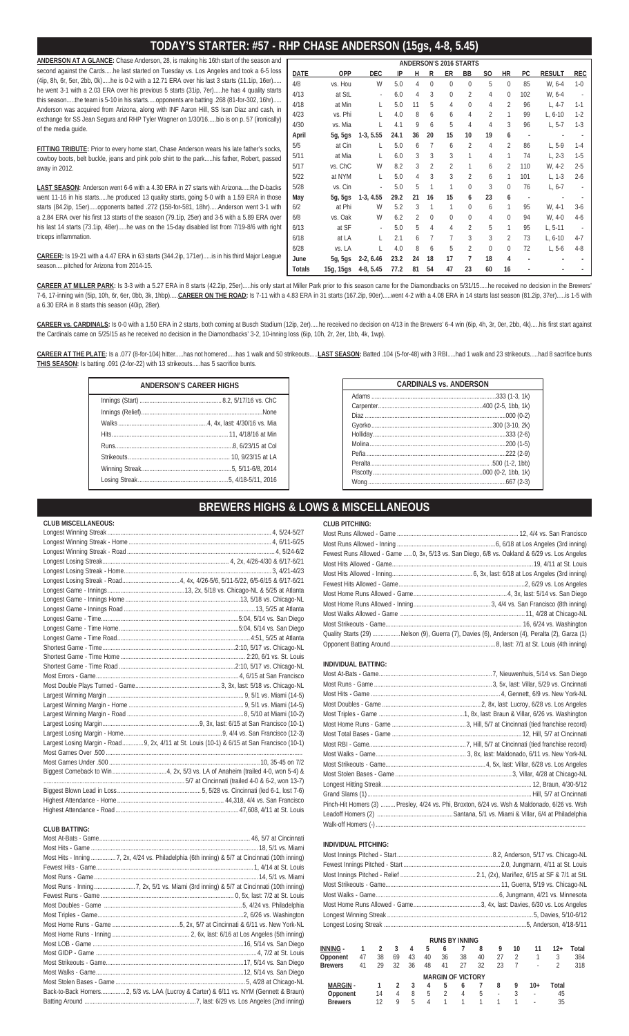## TODAY'S STARTER: #57 - RHP CHASE ANDERSON (15gs, 4-8, 5.45)

**ANDERSON AT A GLANCE:** Chase Anderson, 28, is making his 16th start of the season and second against the Cards.....he last started on Tuesday vs. Los Angeles and took a 6-5 loss (4ip, 8h, 6r, 5er, 2bb, 0k).....he is 0-2 with a 12.71 ERA over his last 3 starts (11.1ip, 16er).....he went 3-1 with a 2.03 ERA over his previous 5 starts (31ip, 7er).....he has 4 quality starts this season.....the team is 5-10 in his starts.....opponents are batting .268 (81-for-302, 16hr).....Anderson was acquired from Arizona, along with INF Aaron Hill, SS Isan Diaz and cash, in exchange for SS Jean Segura and RHP Tyler Wagner on 1/30/16.....bio is on p. 57 (ironically) of the media guide.

**FITTING TRIBUTE:** Prior to every home start, Chase Anderson wears his late father's socks, cowboy boots, belt buckle, jeans and pink polo shirt to the park.....his father, Robert, passed away in 2012.

**LAST SEASON:** Anderson went 6-6 with a 4.30 ERA in 27 starts with Arizona.....the D-backs went 11-16 in his starts.....he produced 13 quality starts, going 5-0 with a 1.59 ERA in those starts (84.2ip, 15er).....opponents batted .272 (158-for-581, 18hr).....Anderson went 3-1 with a 2.84 ERA over his first 13 starts of the season (79.1ip, 25er) and 3-5 with a 5.89 ERA over his last 14 starts (73.1ip, 48er).....he was on the 15-day disabled list from 7/19-8/6 with right triceps inflammation.

**CAREER:** Is 19-21 with a 4.47 ERA in 63 starts (344.2ip, 171er).....is in his third Major League season.....pitched for Arizona from 2014-15.

| ANDERSON'S 2016 STARTS | | | | | | | | | | | | |
|---|---|---|---|---|---|---|---|---|---|---|---|---|
| DATE | OPP | DEC | IP | H | R | ER | BB | SO | HR | PC | RESULT | REC |
| 4/8 | vs. Hou | W | 5.0 | 4 | 0 | 0 | 0 | 5 | 0 | 85 | W, 6-4 | 1-0 |
| 4/13 | at StL | - | 6.0 | 4 | 3 | 0 | 2 | 4 | 0 | 102 | W, 6-4 | - |
| 4/18 | at Min | L | 5.0 | 11 | 5 | 4 | 0 | 4 | 2 | 96 | L, 4-7 | 1-1 |
| 4/23 | vs. Phi | L | 4.0 | 8 | 6 | 6 | 4 | 2 | 1 | 99 | L, 6-10 | 1-2 |
| 4/30 | vs. Mia | L | 4.1 | 9 | 6 | 5 | 4 | 4 | 3 | 96 | L, 5-7 | 1-3 |
| April | 5g, 5gs | 1-3, 5.55 | 24.1 | 36 | 20 | 15 | 10 | 19 | 6 | - | - | - |
| 5/5 | at Cin | L | 5.0 | 6 | 7 | 6 | 2 | 4 | 2 | 86 | L, 5-9 | 1-4 |
| 5/11 | at Mia | L | 6.0 | 3 | 3 | 3 | 1 | 4 | 1 | 74 | L, 2-3 | 1-5 |
| 5/17 | vs. ChC | W | 8.2 | 3 | 2 | 2 | 1 | 6 | 2 | 110 | W, 4-2 | 2-5 |
| 5/22 | at NYM | L | 5.0 | 4 | 3 | 3 | 2 | 6 | 1 | 101 | L, 1-3 | 2-6 |
| 5/28 | vs. Cin | - | 5.0 | 5 | 1 | 1 | 0 | 3 | 0 | 76 | L, 6-7 | - |
| May | 5g, 5gs | 1-3, 4.55 | 29.2 | 21 | 16 | 15 | 6 | 23 | 6 | - | - | - |
| 6/2 | at Phi | W | 5.2 | 3 | 1 | 1 | 0 | 6 | 1 | 95 | W, 4-1 | 3-6 |
| 6/8 | vs. Oak | W | 6.2 | 2 | 0 | 0 | 0 | 4 | 0 | 94 | W, 4-0 | 4-6 |
| 6/13 | at SF | - | 5.0 | 5 | 4 | 4 | 2 | 5 | 1 | 95 | L, 5-11 | - |
| 6/18 | at LA | L | 2.1 | 6 | 7 | 7 | 3 | 3 | 2 | 73 | L, 6-10 | 4-7 |
| 6/28 | vs. LA | L | 4.0 | 8 | 6 | 5 | 2 | 0 | 0 | 72 | L, 5-6 | 4-8 |
| June | 5g, 5gs | 2-2, 6.46 | 23.2 | 24 | 18 | 17 | 7 | 18 | 4 | - | - | - |
| Totals | 15g, 15gs | 4-8, 5.45 | 77.2 | 81 | 54 | 47 | 23 | 60 | 16 | - | - | - |

**CAREER AT MILLER PARK:** Is 3-3 with a 5.27 ERA in 8 starts (42.2ip, 25er).....his only start at Miller Park prior to this season came for the Diamondbacks on 5/31/15.....he received no decision in the Brewers' 7-6, 17-inning win (5ip, 10h, 6r, 6er, 0bb, 3k, 1hbp).....**CAREER ON THE ROAD:** Is 7-11 with a 4.83 ERA in 31 starts (167.2ip, 90er).....went 4-2 with a 4.08 ERA in 14 starts last season (81.2ip, 37er).....is 1-5 with a 6.30 ERA in 8 starts this season (40ip, 28er).

**CAREER vs. CARDINALS:** Is 0-0 with a 1.50 ERA in 2 starts, both coming at Busch Stadium (12ip, 2er).....he received no decision on 4/13 in the Brewers' 6-4 win (6ip, 4h, 3r, 0er, 2bb, 4k).....his first start against the Cardinals came on 5/25/15 as he received no decision in the Diamondbacks' 3-2, 10-inning loss (6ip, 10h, 2r, 2er, 1bb, 4k, 1wp).

**CAREER AT THE PLATE:** Is a .077 (8-for-104) hitter.....has not homered.....has 1 walk and 50 strikeouts.....**LAST SEASON:** Batted .104 (5-for-48) with 3 RBI.....had 1 walk and 23 strikeouts.....had 8 sacrifice bunts
**THIS SEASON:** Is batting .091 (2-for-22) with 13 strikeouts.....has 5 sacrifice bunts.

| ANDERSON'S CAREER HIGHS | |
|---|---|
| Innings (Start) | 8.2, 5/17/16 vs. ChC |
| Innings (Relief) | None |
| Walks | 4, 4x, last: 4/30/16 vs. Mia |
| Hits | 11, 4/18/16 at Min |
| Runs | 8, 6/23/15 at Col |
| Strikeouts | 10, 9/23/15 at LA |
| Winning Streak | 5, 5/11-6/8, 2014 |
| Losing Streak | 5, 4/18-5/11, 2016 |

| CARDINALS vs. ANDERSON | |
|---|---|
| Adams | .333 (1-3, 1k) |
| Carpenter | .400 (2-5, 1bb, 1k) |
| Diaz | .000 (0-2) |
| Gyorko | .300 (3-10, 2k) |
| Holliday | .333 (2-6) |
| Molina | .200 (1-5) |
| Peña | .222 (2-9) |
| Peralta | .500 (1-2, 1bb) |
| Piscotty | .000 (0-2, 1bb, 1k) |
| Wong | .667 (2-3) |

## BREWERS HIGHS & LOWS & MISCELLANEOUS

### CLUB MISCELLANEOUS:

| | |
|---|---|
| Longest Winning Streak | 4, 5/24-5/27 |
| Longest Winning Streak - Home | 4, 6/11-6/25 |
| Longest Winning Streak - Road | 4, 5/24-6/2 |
| Longest Losing Streak | 4, 2x, 4/26-4/30 & 6/17-6/21 |
| Longest Losing Streak - Home | 3, 4/21-4/23 |
| Longest Losing Streak - Road | 4, 4x, 4/26-5/6, 5/11-5/22, 6/5-6/15 & 6/17-6/21 |
| Longest Game - Innings | 13, 2x, 5/18 vs. Chicago-NL & 5/25 at Atlanta |
| Longest Game - Innings Home | 13, 5/18 vs. Chicago-NL |
| Longest Game - Innings Road | 13, 5/25 at Atlanta |
| Longest Game - Time | 5:04, 5/14 vs. San Diego |
| Longest Game - Time Home | 5:04, 5/14 vs. San Diego |
| Longest Game - Time Road | 4:51, 5/25 at Atlanta |
| Shortest Game - Time | 2:10, 5/17 vs. Chicago-NL |
| Shortest Game - Time Home | 2:20, 6/1 vs. St. Louis |
| Shortest Game - Time Road | 2:10, 5/17 vs. Chicago-NL |
| Most Errors - Game | 4, 6/15 at San Francisco |
| Most Double Plays Turned - Game | 3, 3x, last: 5/18 vs. Chicago-NL |
| Largest Winning Margin | 9, 5/1 vs. Miami (14-5) |
| Largest Winning Margin - Home | 9, 5/1 vs. Miami (14-5) |
| Largest Winning Margin - Road | 8, 5/10 at Miami (10-2) |
| Largest Losing Margin | 9, 3x, last: 6/15 at San Francisco (10-1) |
| Largest Losing Margin - Home | 9, 4/4 vs. San Francisco (12-3) |
| Largest Losing Margin - Road | 9, 2x, 4/11 at St. Louis (10-1) & 6/15 at San Francisco (10-1) |
| Most Games Over .500 | |
| Most Games Under .500 | 10, 35-45 on 7/2 |
| Biggest Comeback to Win | 4, 2x, 5/3 vs. LA of Anaheim (trailed 4-0, won 5-4) & 5/7 at Cincinnati (trailed 4-0 & 6-2, won 13-7) |
| Biggest Blown Lead in Loss | 5, 5/28 vs. Cincinnati (led 6-1, lost 7-6) |
| Highest Attendance - Home | 44,318, 4/4 vs. San Francisco |
| Highest Attendance - Road | 47,608, 4/11 at St. Louis |

### CLUB BATTING:

| | |
|---|---|
| Most At-Bats - Game | 46, 5/7 at Cincinnati |
| Most Hits - Game | 18, 5/1 vs. Miami |
| Most Hits - Inning | 7, 2x, 4/24 vs. Philadelphia (6th inning) & 5/7 at Cincinnati (10th inning) |
| Fewest Hits - Game | 1, 4/14 at St. Louis |
| Most Runs - Game | 14, 5/1 vs. Miami |
| Most Runs - Inning | 7, 2x, 5/1 vs. Miami (3rd inning) & 5/7 at Cincinnati (10th inning) |
| Fewest Runs - Game | 0, 5x, last: 7/2 at St. Louis |
| Most Doubles - Game | 5, 4/24 vs. Philadelphia |
| Most Triples - Game | 2, 6/26 vs. Washington |
| Most Home Runs - Game | 5, 2x, 5/7 at Cincinnati & 6/11 vs. New York-NL |
| Most Home Runs - Inning | 2, 6x, last: 6/16 at Los Angeles (5th inning) |
| Most LOB - Game | 16, 5/14 vs. San Diego |
| Most GIDP - Game | 4, 7/2 at St. Louis |
| Most Strikeouts - Game | 17, 5/14 vs. San Diego |
| Most Walks - Game | 12, 5/14 vs. San Diego |
| Most Stolen Bases - Game | 5, 4/28 at Chicago-NL |
| Back-to-Back Homers | 2, 5/3 vs. LAA (Lucroy & Carter) & 6/11 vs. NYM (Gennett & Braun) |
| Batting Around | 7, last: 6/29 vs. Los Angeles (2nd inning) |

### CLUB PITCHING:

| | |
|---|---|
| Most Runs Allowed - Game | 12, 4/4 vs. San Francisco |
| Most Runs Allowed - Inning | 6, 6/18 at Los Angeles (3rd inning) |
| Fewest Runs Allowed - Game | 0, 3x, 5/13 vs. San Diego, 6/8 vs. Oakland & 6/29 vs. Los Angeles |
| Most Hits Allowed - Game | 19, 4/11 at St. Louis |
| Most Hits Allowed - Inning | 6, 3x, last: 6/18 at Los Angeles (3rd inning) |
| Fewest Hits Allowed - Game | 2, 6/29 vs. Los Angeles |
| Most Home Runs Allowed - Game | 4, 3x, last: 5/14 vs. San Diego |
| Most Home Runs Allowed - Inning | 3, 4/4 vs. San Francisco (8th inning) |
| Most Walks Allowed - Game | 11, 4/28 at Chicago-NL |
| Most Strikeouts - Game | 16, 6/24 vs. Washington |
| Quality Starts (29) | Nelson (9), Guerra (7), Davies (6), Anderson (4), Peralta (2), Garza (1) |
| Opponent Batting Around | 8, last: 7/1 at St. Louis (4th inning) |

### INDIVIDUAL BATTING:

| | |
|---|---|
| Most At-Bats - Game | 7, Nieuwenhuis, 5/14 vs. San Diego |
| Most Runs - Game | 3, 5x, last: Villar, 5/29 vs. Cincinnati |
| Most Hits - Game | 4, Gennett, 6/9 vs. New York-NL |
| Most Doubles - Game | 2, 8x, last: Lucroy, 6/28 vs. Los Angeles |
| Most Triples - Game | 1, 8x, last: Braun & Villar, 6/26 vs. Washington |
| Most Home Runs - Game | 3, Hill, 5/7 at Cincinnati (tied franchise record) |
| Most Total Bases - Game | 12, Hill, 5/7 at Cincinnati |
| Most RBI - Game | 7, Hill, 5/7 at Cincinnati (tied franchise record) |
| Most Walks - Game | 3, 8x, last: Maldonado, 6/11 vs. New York-NL |
| Most Strikeouts - Game | 4, 5x, last: Villar, 6/28 vs. Los Angeles |
| Most Stolen Bases - Game | 3, Villar, 4/28 at Chicago-NL |
| Longest Hitting Streak | 12, Braun, 4/30-5/12 |
| Grand Slams (1) | Hill, 5/7 at Cincinnati |
| Pinch-Hit Homers (3) | Presley, 4/24 vs. Phi, Broxton, 6/24 vs. Wsh & Maldonado, 6/26 vs. Wsh |
| Leadoff Homers (2) | Santana, 5/1 vs. Miami & Villar, 6/4 at Philadelphia |
| Walk-off Homers (-) | |

### INDIVIDUAL PITCHING:

| | |
|---|---|
| Most Innings Pitched - Start | 8.2, Anderson, 5/17 vs. Chicago-NL |
| Fewest Innings Pitched - Start | 2.0, Jungmann, 4/11 at St. Louis |
| Most Innings Pitched - Relief | 2.1, (2x), Mariñez, 6/15 at SF & 7/1 at StL |
| Most Strikeouts - Game | 11, Guerra, 5/19 vs. Chicago-NL |
| Most Walks - Game | 6, Jungmann, 4/21 vs. Minnesota |
| Most Home Runs Allowed - Game | 3, 4x, last: Davies, 6/30 vs. Los Angeles |
| Longest Winning Streak | 5, Davies, 5/10-6/12 |
| Longest Losing Streak | 5, Anderson, 4/18-5/11 |

| RUNS BY INNING | | | | | | | | | | | | | |
|---|---|---|---|---|---|---|---|---|---|---|---|---|---|
| INNING - | 1 | 2 | 3 | 4 | 5 | 6 | 7 | 8 | 9 | 10 | 11 | 12+ | Total |
| Opponent | 47 | 38 | 69 | 43 | 40 | 36 | 38 | 40 | 27 | 2 | 1 | 3 | 384 |
| Brewers | 41 | 29 | 32 | 36 | 48 | 41 | 27 | 32 | 23 | 7 | - | 2 | 318 |

| MARGIN OF VICTORY | | | | | | | | | | | |
|---|---|---|---|---|---|---|---|---|---|---|---|
| MARGIN - | 1 | 2 | 3 | 4 | 5 | 6 | 7 | 8 | 9 | 10+ | Total |
| Opponent | 14 | 4 | 8 | 5 | 2 | 4 | 5 | - | 3 | - | 45 |
| Brewers | 12 | 9 | 5 | 4 | 1 | 1 | 1 | 1 | 1 | - | 35 |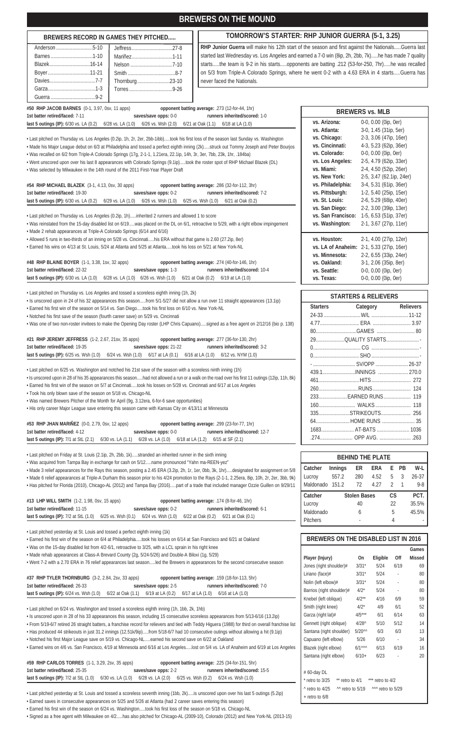# BREWERS ON THE MOUND

## BREWERS RECORD IN GAMES THEY PITCHED.....

| | |
|---|---|
| Anderson ....5-10 | Jeffress....27-8 |
| Barnes ....1-10 | Mariñez....1-11 |
| Blazek....16-14 | Nelson ....7-10 |
| Boyer ....11-21 | Smith ....8-7 |
| Davies....7-7 | Thornburg....23-10 |
| Garza....1-3 | Torres ....9-26 |
| Guerra ....9-2 | |

## TOMORROW'S STARTER: RHP JUNIOR GUERRA (5-1, 3.25)

**RHP Junior Guerra** will make his 12th start of the season and first against the Nationals.....Guerra last started last Wednesday vs. Los Angeles and earned a 7-0 win (8ip, 2h, 2bb, 7k).....he has made 7 quality starts.....the team is 9-2 in his starts.....opponents are batting .212 (53-for-250, 7hr).....he was recalled on 5/3 from Triple-A Colorado Springs, where he went 0-2 with a 4.63 ERA in 4 starts.....Guerra has never faced the Nationals.

**#50 RHP JACOB BARNES** (0-1, 3.97, 0sv, 11 apps) **opponent batting average:** .273 (12-for-44, 1hr)
**1st batter retired/faced:** 7-11 **saves/save opps:** 0-0 **runners inherited/scored:** 1-0
**last 5 outings (IP):** 6/30 vs. LA (0.2) 6/28 vs. LA (1.0) 6/26 vs. Wsh (2.0) 6/21 at Oak (1.1) 6/18 at LA (1.0)

- Last pitched on Thursday vs. Los Angeles (0.2ip, 1h, 2r, 2er, 2bb-1ibb).....took his first loss of the season last Sunday vs. Washington
- Made his Major League debut on 6/3 at Philadelphia and tossed a perfect eighth inning (2k).....struck out Tommy Joseph and Peter Bourjos
- Was recalled on 6/2 from Triple-A Colorado Springs (17g, 2-1-1, 1.21era, 22.1ip, 14h, 3r, 3er, 7bb, 23k, 1hr, .184ba)
- Went unscored upon over his last 8 appearances with Colorado Springs (9.1ip).....took the roster spot of RHP Michael Blazek (DL)
- Was selected by Milwaukee in the 14th round of the 2011 First-Year Player Draft

**#54 RHP MICHAEL BLAZEK** (3-1, 4.13, 0sv, 30 apps) **opponent batting average:** .286 (32-for-112, 3hr)
**1st batter retired/faced:** 19-30 **saves/save opps:** 0-2 **runners inherited/scored:** 7-2
**last 5 outings (IP):** 6/30 vs. LA (0.2) 6/29 vs. LA (1.0) 6/26 vs. Wsh (1.0) 6/25 vs. Wsh (1.0) 6/21 at Oak (0.2)

- Last pitched on Thursday vs. Los Angeles (0.2ip, 1h).....inherited 2 runners and allowed 1 to score
- Was reinstated from the 15-day disabled list on 6/19.....was placed on the DL on 6/1, retroactive to 5/29, with a right elbow impingement
- Made 2 rehab appearances at Triple-A Colorado Springs (6/14 and 6/16)
- Allowed 5 runs in two-thirds of an inning on 5/28 vs. Cincinnati.....his ERA without that game is 2.60 (27.2ip, 8er)
- Earned his wins on 4/13 at St. Louis, 5/24 at Atlanta and 5/25 at Atlanta.....took his loss on 5/21 at New York-NL

**#48 RHP BLAINE BOYER** (1-1, 3.38, 1sv, 32 apps) **opponent batting average:** .274 (40-for-146, 1hr)
**1st batter retired/faced:** 22-32 **saves/save opps:** 1-3 **runners inherited/scored:** 10-4
**last 5 outings (IP):** 6/30 vs. LA (1.0) 6/28 vs. LA (1.0) 6/26 vs. Wsh (1.0) 6/21 at Oak (0.2) 6/19 at LA (1.0)

- Last pitched on Thursday vs. Los Angeles and tossed a scoreless eighth inning (1h, 2k)
- Is unscored upon in 24 of his 32 appearances this season.....from 5/1-5/27 did not allow a run over 11 straight appearances (13.1ip)
- Earned his first win of the season on 5/14 vs. San Diego.....took his first loss on 6/10 vs. New York-NL
- Notched his first save of the season (fourth career save) on 5/29 vs. Cincinnati
- Was one of two non-roster invitees to make the Opening Day roster (LHP Chris Capuano).....signed as a free agent on 2/12/16 (bio p. 138)

**#21 RHP JEREMY JEFFRESS** (1-2, 2.67, 21sv, 35 apps) **opponent batting average:** .277 (36-for-130, 2hr)
**1st batter retired/faced:** 19-35 **saves/save opps:** 21-22 **runners inherited/scored:** 3-2
**last 5 outings (IP):** 6/25 vs. Wsh (1.0) 6/24 vs. Wsh (1.0) 6/17 at LA (0.1) 6/16 at LA (1.0) 6/12 vs. NYM (1.0)

- Last pitched on 6/25 vs. Washington and notched his 21st save of the season with a scoreless ninth inning (1h)
- Is unscored upon in 28 of his 35 appearances this season.....had not allowed a run or a walk on the road over his first 11 outings (12ip, 11h, 8k)
- Earned his first win of the season on 5/7 at Cincinnati.....took his losses on 5/28 vs. Cincinnati and 6/17 at Los Angeles
- Took his only blown save of the season on 5/18 vs. Chicago-NL
- Was named Brewers Pitcher of the Month for April (9g, 3.12era, 6-for-6 save opportunities)
- His only career Major League save entering this season came with Kansas City on 4/13/11 at Minnesota

**#53 RHP JHAN MARIÑEZ** (0-0, 2.79, 0sv, 12 apps) **opponent batting average:** .299 (23-for-77, 1hr)
**1st batter retired/faced:** 4-12 **saves/save opps:** 0-0 **runners inherited/scored:** 12-7
**last 5 outings (IP):** 7/1 at StL (2.1) 6/30 vs. LA (1.1) 6/28 vs. LA (1.0) 6/18 at LA (1.2) 6/15 at SF (2.1)

- Last pitched on Friday at St. Louis (2.1ip, 2h, 2bb, 1k).....stranded an inherited runner in the sixth inning
- Was acquired from Tampa Bay in exchange for cash on 5/12.....name pronounced "Yahn ma-REEN-yez"
- Made 3 relief appearances for the Rays this season, posting a 2.45 ERA (3.2ip, 2h, 1r, 1er, 0bb, 3k, 1hr).....designated for assignment on 5/8
- Made 6 relief appearances at Triple-A Durham this season prior to his 4/24 promotion to the Rays (2-1-1, 2.25era, 8ip, 10h, 2r, 2er, 3bb, 9k)
- Has pitched for Florida (2010), Chicago-AL (2012) and Tampa Bay (2016).....part of a trade that included manager Ozzie Guillen on 9/29/11

**#13 LHP WILL SMITH** (1-2, 1.98, 0sv, 15 apps) **opponent batting average:** .174 (8-for-46, 1hr)
**1st batter retired/faced:** 11-15 **saves/save opps:** 0-2 **runners inherited/scored:** 6-1
**last 5 outings (IP):** 7/2 at StL (1.0) 6/25 vs. Wsh (0.1) 6/24 vs. Wsh (1.0) 6/22 at Oak (0.2) 6/21 at Oak (0.1)

- Last pitched yesterday at St. Louis and tossed a perfect eighth inning (1k)
- Earned his first win of the season on 6/4 at Philadelphia.....took his losses on 6/14 at San Francisco and 6/21 at Oakland
- Was on the 15-day disabled list from 4/2-6/1, retroactive to 3/25, with a LCL sprain in his right knee
- Made rehab appearances at Class-A Brevard County (2g, 5/24-5/26) and Double-A Biloxi (1g, 5/29)
- Went 7-2 with a 2.70 ERA in 76 relief appearances last season.....led the Brewers in appearances for the second consecutive season

**#37 RHP TYLER THORNBURG** (3-2, 2.84, 2sv, 33 apps) **opponent batting average:** .159 (18-for-113, 5hr)
**1st batter retired/faced:** 26-33 **saves/save opps:** 2-5 **runners inherited/scored:** 7-0
**last 5 outings (IP):** 6/24 vs. Wsh (1.0) 6/22 at Oak (1.1) 6/19 at LA (0.2) 6/17 at LA (1.0) 6/16 at LA (1.0)

- Last pitched on 6/24 vs. Washington and tossed a scoreless eighth inning (1h, 1bb, 2k, 1hb)
- Is unscored upon in 28 of his 33 appearances this season, including 15 consecutive scoreless appearances from 5/13-6/16 (13.2ip)
- From 5/19-6/7 retired 26 straight batters, a franchise record for relievers and tied with Teddy Higuera (1988) for third on overall franchise list
- Has produced 44 strikeouts in just 31.2 innings (12.51k/9ip).....from 5/18-6/7 had 10 consecutive outings without allowing a hit (9.1ip)
- Notched his first Major League save on 5/19 vs. Chicago-NL.....earned his second save on 6/22 at Oakland
- Earned wins on 4/6 vs. San Francisco, 4/19 at Minnesota and 6/16 at Los Angeles.....lost on 5/4 vs. LA of Anaheim and 6/19 at Los Angeles

**#59 RHP CARLOS TORRES** (1-1, 3.29, 2sv, 35 apps) **opponent batting average:** .225 (34-for-151, 5hr)
**1st batter retired/faced:** 25-35 **saves/save opps:** 2-2 **runners inherited/scored:** 15-5
**last 5 outings (IP):** 7/2 at StL (1.0) 6/30 vs. LA (1.0) 6/28 vs. LA (2.0) 6/25 vs. Wsh (0.2) 6/24 vs. Wsh (1.0)

- Last pitched yesterday at St. Louis and tossed a scoreless seventh inning (1bb, 2k).....is unscored upon over his last 5 outings (5.2ip)
- Earned saves in consecutive appearances on 5/25 and 5/26 at Atlanta (had 2 career saves entering this season)
- Earned his first win of the season on 6/24 vs. Washington.....took his first loss of the season on 5/18 vs. Chicago-NL
- Signed as a free agent with Milwaukee on 4/2.....has also pitched for Chicago-AL (2009-10), Colorado (2012) and New York-NL (2013-15)

## BREWERS vs. MLB

| Opponent | Record |
|---|---|
| vs. Arizona: | 0-0, 0.00 (0ip, 0er) |
| vs. Atlanta: | 3-0, 1.45 (31ip, 5er) |
| vs. Chicago: | 2-3, 3.06 (47ip, 16er) |
| vs. Cincinnati: | 4-3, 5.23 (62ip, 36er) |
| vs. Colorado: | 0-0, 0.00 (0ip, 0er) |
| vs. Los Angeles: | 2-5, 4.79 (62ip, 33er) |
| vs. Miami: | 2-4, 4.50 (52ip, 26er) |
| vs. New York: | 2-5, 3.47 (62.1ip, 24er) |
| vs. Philadelphia: | 3-4, 5.31 (61ip, 36er) |
| vs. Pittsburgh: | 1-2, 5.40 (25ip, 15er) |
| vs. St. Louis: | 2-6, 5.29 (68ip, 40er) |
| vs. San Diego: | 2-2, 3.00 (39ip, 13er) |
| vs. San Francisco: | 1-5, 6.53 (51ip, 37er) |
| vs. Washington: | 2-1, 3.67 (27ip, 11er) |
| | |
| vs. Houston: | 2-1, 4.00 (27ip, 12er) |
| vs. LA of Anaheim: | 2-1, 5.33 (27ip, 16er) |
| vs. Minnesota: | 2-2, 6.55 (33ip, 24er) |
| vs. Oakland: | 3-1, 2.06 (35ip, 8er) |
| vs. Seattle: | 0-0, 0.00 (0ip, 0er) |
| vs. Texas: | 0-0, 0.00 (0ip, 0er) |

## STARTERS & RELIEVERS

| Starters | Category | Relievers |
|---|---|---|
| 24-33 | W/L | 11-12 |
| 4.77 | ERA | 3.97 |
| 80 | GAMES | 80 |
| 29 | QUALITY STARTS | - |
| 0 | CG | - |
| 0 | SHO | - |
| - | SV/OPP | 26-37 |
| 439.1 | INNINGS | 270.0 |
| 461 | HITS | 272 |
| 260 | RUNS | 124 |
| 233 | EARNED RUNS | 119 |
| 160 | WALKS | 118 |
| 335 | STRIKEOUTS | 256 |
| 64 | HOME RUNS | 35 |
| 1683 | AT-BATS | 1036 |
| .274 | OPP AVG. | .263 |

## BEHIND THE PLATE

| Catcher | Innings | ER | ERA | E | PB | W-L |
|---|---|---|---|---|---|---|
| Lucroy | 557.2 | 280 | 4.52 | 5 | 3 | 26-37 |
| Maldonado | 151.2 | 72 | 4.27 | 2 | 1 | 9-8 |

| Catcher | Stolen Bases | CS | PCT. |
|---|---|---|---|
| Lucroy | 40 | 22 | 35.5% |
| Maldonado | 6 | 5 | 45.5% |
| Pitchers | - | 4 | - |

## BREWERS ON THE DISABLED LIST IN 2016

| Player (Injury) | On | Eligible | Off | Games Missed |
|---|---|---|---|---|
| Jones (right shoulder)# | 3/31* | 5/24 | 6/19 | 69 |
| Liriano (face)# | 3/31* | 5/24 | - | 80 |
| Nolin (left elbow)# | 3/31* | 5/24 | - | 80 |
| Barrios (right shoulder)# | 4/2* | 5/24 | - | 80 |
| Knebel (left oblique) | 4/2** | 4/16 | 6/9 | 59 |
| Smith (right knee) | 4/2* | 4/9 | 6/1 | 52 |
| Garza (right lat)# | 4/5*** | 6/1 | 6/14 | 63 |
| Gennett (right oblique) | 4/28^ | 5/10 | 5/12 | 14 |
| Santana (right shoulder) | 5/20^^ | 6/3 | 6/3 | 13 |
| Capuano (left elbow) | 5/26 | 6/10 | - | 34 |
| Blazek (right elbow) | 6/1^^^ | 6/13 | 6/19 | 16 |
| Santana (right elbow) | 6/10+ | 6/23 | - | 20 |

# 60-day DL
* retro to 3/25 ** retro to 4/1 *** retro to 4/2
^ retro to 4/25 ^^ retro to 5/19 ^^^ retro to 5/29
+ retro to 6/8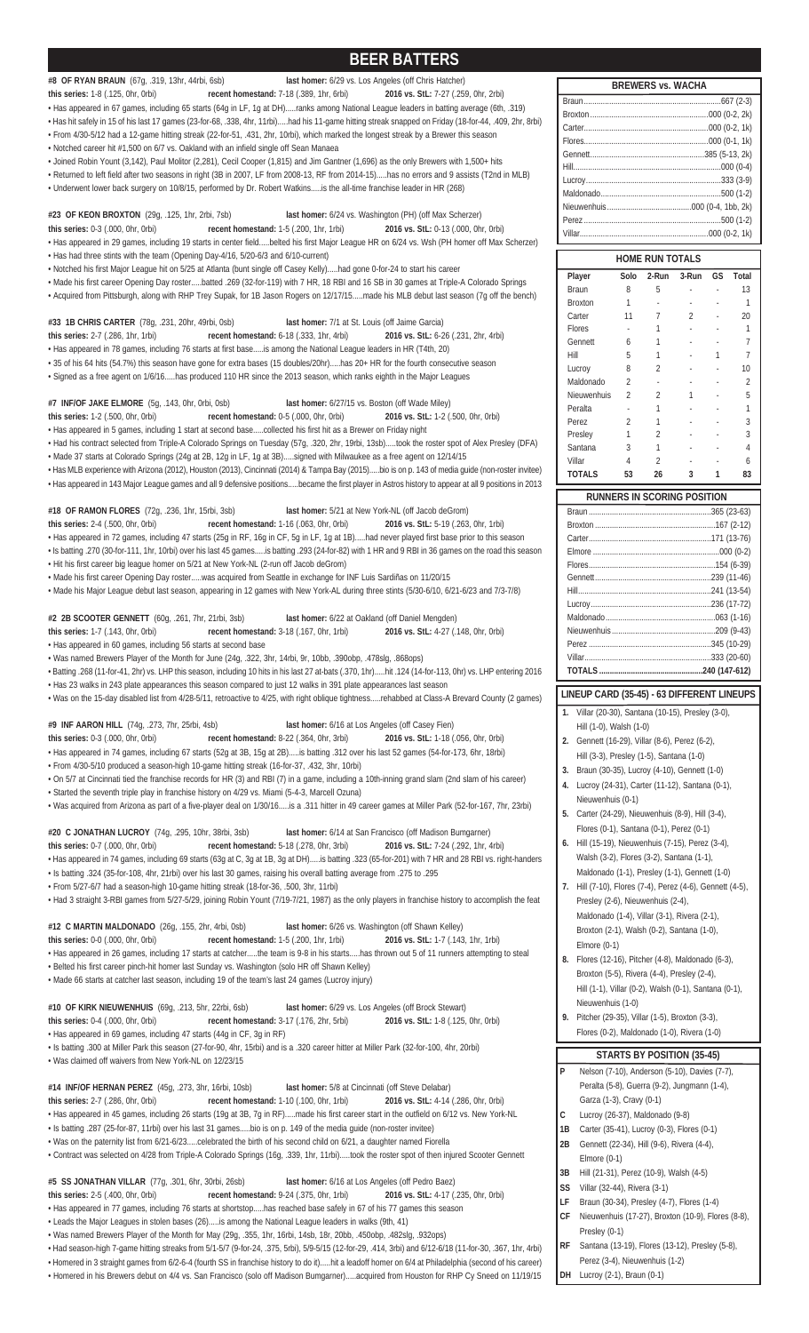# BEER BATTERS

**#8 OF RYAN BRAUN** (67g, .319, 13hr, 44rbi, 6sb) **last homer:** 6/29 vs. Los Angeles (off Chris Hatcher)
**this series:** 1-8 (.125, 0hr, 0rbi) **recent homestand:** 7-18 (.389, 1hr, 6rbi) **2016 vs. StL:** 7-27 (.259, 0hr, 2rbi)

- Has appeared in 67 games, including 65 starts (64g in LF, 1g at DH).....ranks among National League leaders in batting average (6th, .319)
- Has hit safely in 15 of his last 17 games (23-for-68, .338, 4hr, 11rbi).....had his 11-game hitting streak snapped on Friday (18-for-44, .409, 2hr, 8rbi)
- From 4/30-5/12 had a 12-game hitting streak (22-for-51, .431, 2hr, 10rbi), which marked the longest streak by a Brewer this season
- Notched career hit #1,500 on 6/7 vs. Oakland with an infield single off Sean Manaea
- Joined Robin Yount (3,142), Paul Molitor (2,281), Cecil Cooper (1,815) and Jim Gantner (1,696) as the only Brewers with 1,500+ hits
- Returned to left field after two seasons in right (3B in 2007, LF from 2008-13, RF from 2014-15).....has no errors and 9 assists (T2nd in MLB)
- Underwent lower back surgery on 10/8/15, performed by Dr. Robert Watkins.....is the all-time franchise leader in HR (268)

**#23 OF KEON BROXTON** (29g, .125, 1hr, 2rbi, 7sb) **last homer:** 6/24 vs. Washington (PH) (off Max Scherzer)
**this series:** 0-3 (.000, 0hr, 0rbi) **recent homestand:** 1-5 (.200, 1hr, 1rbi) **2016 vs. StL:** 0-13 (.000, 0hr, 0rbi)

- Has appeared in 29 games, including 19 starts in center field.....belted his first Major League HR on 6/24 vs. Wsh (PH homer off Max Scherzer)
- Has had three stints with the team (Opening Day-4/16, 5/20-6/3 and 6/10-current)
- Notched his first Major League hit on 5/25 at Atlanta (bunt single off Casey Kelly).....had gone 0-for-24 to start his career
- Made his first career Opening Day roster.....batted .269 (32-for-119) with 7 HR, 18 RBI and 16 SB in 30 games at Triple-A Colorado Springs
- Acquired from Pittsburgh, along with RHP Trey Supak, for 1B Jason Rogers on 12/17/15.....made his MLB debut last season (7g off the bench)

**#33 1B CHRIS CARTER** (78g, .231, 20hr, 49rbi, 0sb) **last homer:** 7/1 at St. Louis (off Jaime Garcia)
**this series:** 2-7 (.286, 1hr, 1rbi) **recent homestand:** 6-18 (.333, 1hr, 4rbi) **2016 vs. StL:** 6-26 (.231, 2hr, 4rbi)

- Has appeared in 78 games, including 76 starts at first base.....is among the National League leaders in HR (T4th, 20)
- 35 of his 64 hits (54.7%) this season have gone for extra bases (15 doubles/20hr).....has 20+ HR for the fourth consecutive season
- Signed as a free agent on 1/6/16.....has produced 110 HR since the 2013 season, which ranks eighth in the Major Leagues

**#7 INF/OF JAKE ELMORE** (5g, .143, 0hr, 0rbi, 0sb) **last homer:** 6/27/15 vs. Boston (off Wade Miley)
**this series:** 1-2 (.500, 0hr, 0rbi) **recent homestand:** 0-5 (.000, 0hr, 0rbi) **2016 vs. StL:** 1-2 (.500, 0hr, 0rbi)

- Has appeared in 5 games, including 1 start at second base.....collected his first hit as a Brewer on Friday night
- Had his contract selected from Triple-A Colorado Springs on Tuesday (57g, .320, 2hr, 19rbi, 13sb).....took the roster spot of Alex Presley (DFA)
- Made 37 starts at Colorado Springs (24g at 2B, 12g in LF, 1g at 3B).....signed with Milwaukee as a free agent on 12/14/15
- Has MLB experience with Arizona (2012), Houston (2013), Cincinnati (2014) & Tampa Bay (2015).....bio is on p. 143 of media guide (non-roster invitee)
- Has appeared in 143 Major League games and all 9 defensive positions.....became the first player in Astros history to appear at all 9 positions in 2013

**#18 OF RAMON FLORES** (72g, .236, 1hr, 15rbi, 3sb) **last homer:** 5/21 at New York-NL (off Jacob deGrom)
**this series:** 2-4 (.500, 0hr, 0rbi) **recent homestand:** 1-16 (.063, 0hr, 0rbi) **2016 vs. StL:** 5-19 (.263, 0hr, 1rbi)

- Has appeared in 72 games, including 47 starts (25g in RF, 16g in CF, 5g in LF, 1g at 1B).....had never played first base prior to this season
- Is batting .270 (30-for-111, 1hr, 10rbi) over his last 45 games.....is batting .293 (24-for-82) with 1 HR and 9 RBI in 36 games on the road this season
- Hit his first career big league homer on 5/21 at New York-NL (2-run off Jacob deGrom)
- Made his first career Opening Day roster.....was acquired from Seattle in exchange for INF Luis Sardiñas on 11/20/15
- Made his Major League debut last season, appearing in 12 games with New York-AL during three stints (5/30-6/10, 6/21-6/23 and 7/3-7/8)

**#2 2B SCOOTER GENNETT** (60g, .261, 7hr, 21rbi, 3sb) **last homer:** 6/22 at Oakland (off Daniel Mengden)
**this series:** 1-7 (.143, 0hr, 0rbi) **recent homestand:** 3-18 (.167, 0hr, 1rbi) **2016 vs. StL:** 4-27 (.148, 0hr, 0rbi)

- Has appeared in 60 games, including 56 starts at second base
- Was named Brewers Player of the Month for June (24g, .322, 3hr, 14rbi, 9r, 10bb, .390obp, .478slg, .868ops)
- Batting .268 (11-for-41, 2hr) vs. LHP this season, including 10 hits in his last 27 at-bats (.370, 1hr).....hit .124 (14-for-113, 0hr) vs. LHP entering 2016
- Has 23 walks in 243 plate appearances this season compared to just 12 walks in 391 plate appearances last season
- Was on the 15-day disabled list from 4/28-5/11, retroactive to 4/25, with right oblique tightness.....rehabbed at Class-A Brevard County (2 games)

**#9 INF AARON HILL** (74g, .273, 7hr, 25rbi, 4sb) **last homer:** 6/16 at Los Angeles (off Casey Fien)
**this series:** 0-3 (.000, 0hr, 0rbi) **recent homestand:** 8-22 (.364, 0hr, 3rbi) **2016 vs. StL:** 1-18 (.056, 0hr, 0rbi)

- Has appeared in 74 games, including 67 starts (52g at 3B, 15g at 2B).....is batting .312 over his last 52 games (54-for-173, 6hr, 18rbi)
- From 4/30-5/10 produced a season-high 10-game hitting streak (16-for-37, .432, 3hr, 10rbi)
- On 5/7 at Cincinnati tied the franchise records for HR (3) and RBI (7) in a game, including a 10th-inning grand slam (2nd slam of his career)
- Started the seventh triple play in franchise history on 4/29 vs. Miami (5-4-3, Marcell Ozuna)
- Was acquired from Arizona as part of a five-player deal on 1/30/16.....is a .311 hitter in 49 career games at Miller Park (52-for-167, 7hr, 23rbi)

**#20 C JONATHAN LUCROY** (74g, .295, 10hr, 38rbi, 3sb) **last homer:** 6/14 at San Francisco (off Madison Bumgarner)
**this series:** 0-7 (.000, 0hr, 0rbi) **recent homestand:** 5-18 (.278, 0hr, 3rbi) **2016 vs. StL:** 7-24 (.292, 1hr, 4rbi)

- Has appeared in 74 games, including 69 starts (63g at C, 3g at 1B, 3g at DH).....is batting .323 (65-for-201) with 7 HR and 28 RBI vs. right-handers
- Is batting .324 (35-for-108, 4hr, 21rbi) over his last 30 games, raising his overall batting average from .275 to .295
- From 5/27-6/7 had a season-high 10-game hitting streak (18-for-36, .500, 3hr, 11rbi)
- Had 3 straight 3-RBI games from 5/27-5/29, joining Robin Yount (7/19-7/21, 1987) as the only players in franchise history to accomplish the feat

**#12 C MARTIN MALDONADO** (26g, .155, 2hr, 4rbi, 0sb) **last homer:** 6/26 vs. Washington (off Shawn Kelley)
**this series:** 0-0 (.000, 0hr, 0rbi) **recent homestand:** 1-5 (.200, 1hr, 1rbi) **2016 vs. StL:** 1-7 (.143, 1hr, 1rbi)

- Has appeared in 26 games, including 17 starts at catcher.....the team is 9-8 in his starts.....has thrown out 5 of 11 runners attempting to steal
- Belted his first career pinch-hit homer last Sunday vs. Washington (solo HR off Shawn Kelley)
- Made 66 starts at catcher last season, including 19 of the team's last 24 games (Lucroy injury)

**#10 OF KIRK NIEUWENHUIS** (69g, .213, 5hr, 22rbi, 6sb) **last homer:** 6/29 vs. Los Angeles (off Brock Stewart)
**this series:** 0-4 (.000, 0hr, 0rbi) **recent homestand:** 3-17 (.176, 2hr, 5rbi) **2016 vs. StL:** 1-8 (.125, 0hr, 0rbi)

- Has appeared in 69 games, including 47 starts (44g in CF, 3g in RF)
- Is batting .300 at Miller Park this season (27-for-90, 4hr, 15rbi) and is a .320 career hitter at Miller Park (32-for-100, 4hr, 20rbi)
- Was claimed off waivers from New York-NL on 12/23/15

**#14 INF/OF HERNAN PEREZ** (45g, .273, 3hr, 16rbi, 10sb) **last homer:** 5/8 at Cincinnati (off Steve Delabar)
**this series:** 2-7 (.286, 0hr, 0rbi) **recent homestand:** 1-10 (.100, 0hr, 1rbi) **2016 vs. StL:** 4-14 (.286, 0hr, 0rbi)

- Has appeared in 45 games, including 26 starts (19g at 3B, 7g in RF).....made his first career start in the outfield on 6/12 vs. New York-NL
- Is batting .287 (25-for-87, 11rbi) over his last 31 games.....bio is on p. 149 of the media guide (non-roster invitee)
- Was on the paternity list from 6/21-6/23.....celebrated the birth of his second child on 6/21, a daughter named Fiorella
- Contract was selected on 4/28 from Triple-A Colorado Springs (16g, .339, 1hr, 11rbi).....took the roster spot of then injured Scooter Gennett

**#5 SS JONATHAN VILLAR** (77g, .301, 6hr, 30rbi, 26sb) **last homer:** 6/16 at Los Angeles (off Pedro Baez)
**this series:** 2-5 (.400, 0hr, 0rbi) **recent homestand:** 9-24 (.375, 0hr, 1rbi) **2016 vs. StL:** 4-17 (.235, 0hr, 0rbi)

- Has appeared in 77 games, including 76 starts at shortstop.....has reached base safely in 67 of his 77 games this season
- Leads the Major Leagues in stolen bases (26).....is among the National League leaders in walks (9th, 41)
- Was named Brewers Player of the Month for May (29g, .355, 1hr, 16rbi, 14sb, 18r, 20bb, .450obp, .482slg, .932ops)
- Had season-high 7-game hitting streaks from 5/1-5/7 (9-for-24, .375, 5rbi), 5/9-5/15 (12-for-29, .414, 3rbi) and 6/12-6/18 (11-for-30, .367, 1hr, 4rbi)
- Homered in 3 straight games from 6/2-6/4 (fourth SS in franchise history to do it).....hit a leadoff homer on 6/4 at Philadelphia (second of his career)
- Homered in his Brewers debut on 4/4 vs. San Francisco (solo off Madison Bumgarner).....acquired from Houston for RHP Cy Sneed on 11/19/15

## BREWERS vs. WACHA

| Player | |
|---|---|
| Braun | .667 (2-3) |
| Broxton | .000 (0-2, 2k) |
| Carter | .000 (0-2, 1k) |
| Flores | .000 (0-1, 1k) |
| Gennett | .385 (5-13, 2k) |
| Hill | .000 (0-4) |
| Lucroy | .333 (3-9) |
| Maldonado | .500 (1-2) |
| Nieuwenhuis | .000 (0-4, 1bb, 2k) |
| Perez | .500 (1-2) |
| Villar | .000 (0-2, 1k) |

## HOME RUN TOTALS

| Player | Solo | 2-Run | 3-Run | GS | Total |
|---|---|---|---|---|---|
| Braun | 8 | 5 | - | - | 13 |
| Broxton | 1 | - | - | - | 1 |
| Carter | 11 | 7 | 2 | - | 20 |
| Flores | - | 1 | - | - | 1 |
| Gennett | 6 | 1 | - | - | 7 |
| Hill | 5 | 1 | - | 1 | 7 |
| Lucroy | 8 | 2 | - | - | 10 |
| Maldonado | 2 | - | - | - | 2 |
| Nieuwenhuis | 2 | 2 | 1 | - | 5 |
| Peralta | - | 1 | - | - | 1 |
| Perez | 2 | 1 | - | - | 3 |
| Presley | 1 | 2 | - | - | 3 |
| Santana | 3 | 1 | - | - | 4 |
| Villar | 4 | 2 | - | - | 6 |
| **TOTALS** | **53** | **26** | **3** | **1** | **83** |

## RUNNERS IN SCORING POSITION

| Player | |
|---|---|
| Braun | .365 (23-63) |
| Broxton | .167 (2-12) |
| Carter | .171 (13-76) |
| Elmore | .000 (0-2) |
| Flores | .154 (6-39) |
| Gennett | .239 (11-46) |
| Hill | .241 (13-54) |
| Lucroy | .236 (17-72) |
| Maldonado | .063 (1-16) |
| Nieuwenhuis | .209 (9-43) |
| Perez | .345 (10-29) |
| Villar | .333 (20-60) |
| **TOTALS** | **.240 (147-612)** |

## LINEUP CARD (35-45) - 63 DIFFERENT LINEUPS

1. Villar (20-30), Santana (10-15), Presley (3-0), Hill (1-0), Walsh (1-0)
2. Gennett (16-29), Villar (8-6), Perez (6-2), Hill (3-3), Presley (1-5), Santana (1-0)
3. Braun (30-35), Lucroy (4-10), Gennett (1-0)
4. Lucroy (24-31), Carter (11-12), Santana (0-1), Nieuwenhuis (0-1)
5. Carter (24-29), Nieuwenhuis (8-9), Hill (3-4), Flores (0-1), Santana (0-1), Perez (0-1)
6. Hill (15-19), Nieuwenhuis (7-15), Perez (3-4), Walsh (3-2), Flores (3-2), Santana (1-1), Maldonado (1-1), Presley (1-1), Gennett (1-0)
7. Hill (7-10), Flores (7-4), Perez (4-6), Gennett (4-5), Presley (2-6), Nieuwenhuis (2-4), Maldonado (1-4), Villar (3-1), Rivera (2-1), Broxton (2-1), Walsh (0-2), Santana (1-0), Elmore (0-1)
8. Flores (12-16), Pitcher (4-8), Maldonado (6-3), Broxton (5-5), Rivera (4-4), Presley (2-4), Hill (1-1), Villar (0-2), Walsh (0-1), Santana (0-1), Nieuwenhuis (1-0)
9. Pitcher (29-35), Villar (1-5), Broxton (3-3), Flores (0-2), Maldonado (1-0), Rivera (1-0)

## STARTS BY POSITION (35-45)

| Pos. | Players |
|---|---|
| P | Nelson (7-10), Anderson (5-10), Davies (7-7), Peralta (5-8), Guerra (9-2), Jungmann (1-4), Garza (1-3), Cravy (0-1) |
| C | Lucroy (26-37), Maldonado (9-8) |
| 1B | Carter (35-41), Lucroy (0-3), Flores (0-1) |
| 2B | Gennett (22-34), Hill (9-6), Rivera (4-4), Elmore (0-1) |
| 3B | Hill (21-31), Perez (10-9), Walsh (4-5) |
| SS | Villar (32-44), Rivera (3-1) |
| LF | Braun (30-34), Presley (4-7), Flores (1-4) |
| CF | Nieuwenhuis (17-27), Broxton (10-9), Flores (8-8), Presley (0-1) |
| RF | Santana (13-19), Flores (13-12), Presley (5-8), Perez (3-4), Nieuwenhuis (1-2) |
| DH | Lucroy (2-1), Braun (0-1) |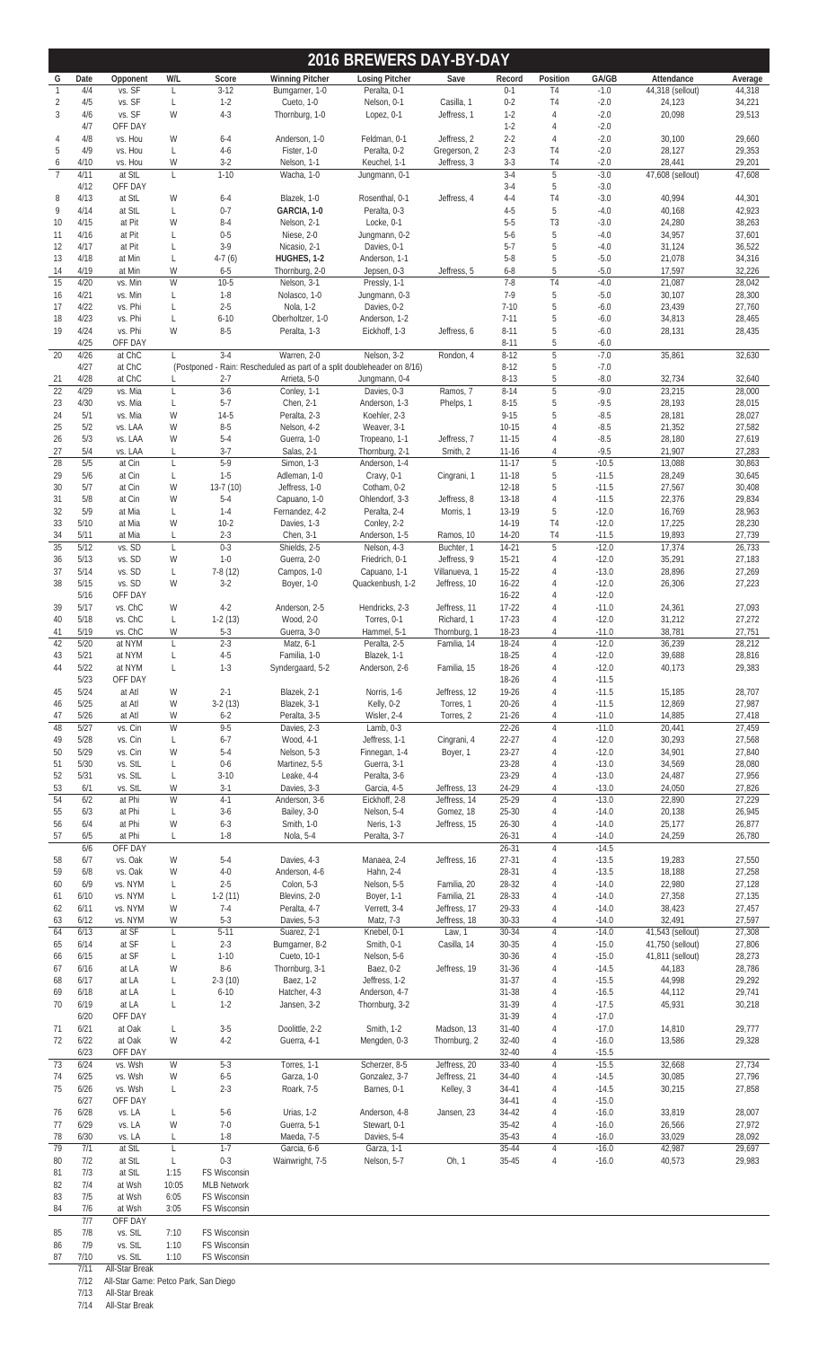# 2016 BREWERS DAY-BY-DAY

| G | Date | Opponent | W/L | Score | Winning Pitcher | Losing Pitcher | Save | Record | Position | GA/GB | Attendance | Average |
|---|---|---|---|---|---|---|---|---|---|---|---|---|
| 1 | 4/4 | vs. SF | L | 3-12 | Bumgarner, 1-0 | Peralta, 0-1 | | 0-1 | T4 | -1.0 | 44,318 (sellout) | 44,318 |
| 2 | 4/5 | vs. SF | L | 1-2 | Cueto, 1-0 | Nelson, 0-1 | Casilla, 1 | 0-2 | T4 | -2.0 | 24,123 | 34,221 |
| 3 | 4/6 | vs. SF | W | 4-3 | Thornburg, 1-0 | Lopez, 0-1 | Jeffress, 1 | 1-2 | 4 | -2.0 | 20,098 | 29,513 |
| | 4/7 | OFF DAY | | | | | | 1-2 | 4 | -2.0 | | |
| 4 | 4/8 | vs. Hou | W | 6-4 | Anderson, 1-0 | Feldman, 0-1 | Jeffress, 2 | 2-2 | 4 | -2.0 | 30,100 | 29,660 |
| 5 | 4/9 | vs. Hou | L | 4-6 | Fister, 1-0 | Peralta, 0-2 | Gregerson, 2 | 2-3 | T4 | -2.0 | 28,127 | 29,353 |
| 6 | 4/10 | vs. Hou | W | 3-2 | Nelson, 1-1 | Keuchel, 1-1 | Jeffress, 3 | 3-3 | T4 | -2.0 | 28,441 | 29,201 |
| 7 | 4/11 | at StL | L | 1-10 | Wacha, 1-0 | Jungmann, 0-1 | | 3-4 | 5 | -3.0 | 47,608 (sellout) | 47,608 |
| | 4/12 | OFF DAY | | | | | | 3-4 | 5 | -3.0 | | |
| 8 | 4/13 | at StL | W | 6-4 | Blazek, 1-0 | Rosenthal, 0-1 | Jeffress, 4 | 4-4 | T4 | -3.0 | 40,994 | 44,301 |
| 9 | 4/14 | at StL | L | 0-7 | **GARCIA, 1-0** | Peralta, 0-3 | | 4-5 | 5 | -4.0 | 40,168 | 42,923 |
| 10 | 4/15 | at Pit | W | 8-4 | Nelson, 2-1 | Locke, 0-1 | | 5-5 | T3 | -3.0 | 24,280 | 38,263 |
| 11 | 4/16 | at Pit | L | 0-5 | Niese, 2-0 | Jungmann, 0-2 | | 5-6 | 5 | -4.0 | 34,957 | 37,601 |
| 12 | 4/17 | at Pit | L | 3-9 | Nicasio, 2-1 | Davies, 0-1 | | 5-7 | 5 | -4.0 | 31,124 | 36,522 |
| 13 | 4/18 | at Min | L | 4-7 (6) | **HUGHES, 1-2** | Anderson, 1-1 | | 5-8 | 5 | -5.0 | 21,078 | 34,316 |
| 14 | 4/19 | at Min | W | 6-5 | Thornburg, 2-0 | Jepsen, 0-3 | Jeffress, 5 | 6-8 | 5 | -5.0 | 17,597 | 32,226 |
| 15 | 4/20 | vs. Min | W | 10-5 | Nelson, 3-1 | Pressly, 1-1 | | 7-8 | T4 | -4.0 | 21,087 | 28,042 |
| 16 | 4/21 | vs. Min | L | 1-8 | Nolasco, 1-0 | Jungmann, 0-3 | | 7-9 | 5 | -5.0 | 30,107 | 28,300 |
| 17 | 4/22 | vs. Phi | L | 2-5 | Nola, 1-2 | Davies, 0-2 | | 7-10 | 5 | -6.0 | 23,439 | 27,760 |
| 18 | 4/23 | vs. Phi | L | 6-10 | Oberholtzer, 1-0 | Anderson, 1-2 | | 7-11 | 5 | -6.0 | 34,813 | 28,465 |
| 19 | 4/24 | vs. Phi | W | 8-5 | Peralta, 1-3 | Eickhoff, 1-3 | Jeffress, 6 | 8-11 | 5 | -6.0 | 28,131 | 28,435 |
| | 4/25 | OFF DAY | | | | | | 8-11 | 5 | -6.0 | | |
| 20 | 4/26 | at ChC | L | 3-4 | Warren, 2-0 | Nelson, 3-2 | Rondon, 4 | 8-12 | 5 | -7.0 | 35,861 | 32,630 |
| | 4/27 | at ChC | (Postponed - Rain: Rescheduled as part of a split doubleheader on 8/16) | | | | | 8-12 | 5 | -7.0 | | |
| 21 | 4/28 | at ChC | L | 2-7 | Arrieta, 5-0 | Jungmann, 0-4 | | 8-13 | 5 | -8.0 | 32,734 | 32,640 |
| 22 | 4/29 | vs. Mia | L | 3-6 | Conley, 1-1 | Davies, 0-3 | Ramos, 7 | 8-14 | 5 | -9.0 | 23,215 | 28,000 |
| 23 | 4/30 | vs. Mia | L | 5-7 | Chen, 2-1 | Anderson, 1-3 | Phelps, 1 | 8-15 | 5 | -9.5 | 28,193 | 28,015 |
| 24 | 5/1 | vs. Mia | W | 14-5 | Peralta, 2-3 | Koehler, 2-3 | | 9-15 | 5 | -8.5 | 28,181 | 28,027 |
| 25 | 5/2 | vs. LAA | W | 8-5 | Nelson, 4-2 | Weaver, 3-1 | | 10-15 | 4 | -8.5 | 21,352 | 27,582 |
| 26 | 5/3 | vs. LAA | W | 5-4 | Guerra, 1-0 | Tropeano, 1-1 | Jeffress, 7 | 11-15 | 4 | -8.5 | 28,180 | 27,619 |
| 27 | 5/4 | vs. LAA | L | 3-7 | Salas, 2-1 | Thornburg, 2-1 | Smith, 2 | 11-16 | 4 | -9.5 | 21,907 | 27,283 |
| 28 | 5/5 | at Cin | L | 5-9 | Simon, 1-3 | Anderson, 1-4 | | 11-17 | 5 | -10.5 | 13,088 | 30,863 |
| 29 | 5/6 | at Cin | L | 1-5 | Adleman, 1-0 | Cravy, 0-1 | Cingrani, 1 | 11-18 | 5 | -11.5 | 28,249 | 30,645 |
| 30 | 5/7 | at Cin | W | 13-7 (10) | Jeffress, 1-0 | Cotham, 0-2 | | 12-18 | 5 | -11.5 | 27,567 | 30,408 |
| 31 | 5/8 | at Cin | W | 5-4 | Capuano, 1-0 | Ohlendorf, 3-3 | Jeffress, 8 | 13-18 | 4 | -11.5 | 22,376 | 29,834 |
| 32 | 5/9 | at Mia | L | 1-4 | Fernandez, 4-2 | Peralta, 2-4 | Morris, 1 | 13-19 | 5 | -12.0 | 16,769 | 28,963 |
| 33 | 5/10 | at Mia | W | 10-2 | Davies, 1-3 | Conley, 2-2 | | 14-19 | T4 | -12.0 | 17,225 | 28,230 |
| 34 | 5/11 | at Mia | L | 2-3 | Chen, 3-1 | Anderson, 1-5 | Ramos, 10 | 14-20 | T4 | -11.5 | 19,893 | 27,739 |
| 35 | 5/12 | vs. SD | L | 0-3 | Shields, 2-5 | Nelson, 4-3 | Buchter, 1 | 14-21 | 5 | -12.0 | 17,374 | 26,733 |
| 36 | 5/13 | vs. SD | W | 1-0 | Guerra, 2-0 | Friedrich, 0-1 | Jeffress, 9 | 15-21 | 4 | -12.0 | 35,291 | 27,183 |
| 37 | 5/14 | vs. SD | L | 7-8 (12) | Campos, 1-0 | Capuano, 1-1 | Villanueva, 1 | 15-22 | 4 | -13.0 | 28,896 | 27,269 |
| 38 | 5/15 | vs. SD | W | 3-2 | Boyer, 1-0 | Quackenbush, 1-2 | Jeffress, 10 | 16-22 | 4 | -12.0 | 26,306 | 27,223 |
| | 5/16 | OFF DAY | | | | | | 16-22 | 4 | -12.0 | | |
| 39 | 5/17 | vs. ChC | W | 4-2 | Anderson, 2-5 | Hendricks, 2-3 | Jeffress, 11 | 17-22 | 4 | -11.0 | 24,361 | 27,093 |
| 40 | 5/18 | vs. ChC | L | 1-2 (13) | Wood, 2-0 | Torres, 0-1 | Richard, 1 | 17-23 | 4 | -12.0 | 31,212 | 27,272 |
| 41 | 5/19 | vs. ChC | W | 5-3 | Guerra, 3-0 | Hammel, 5-1 | Jeffress, 12 | 18-23 | 4 | -11.0 | 38,781 | 27,751 |
| 42 | 5/20 | at NYM | L | 2-3 | Matz, 6-1 | Peralta, 2-5 | Familia, 14 | 18-24 | 4 | -12.0 | 36,239 | 28,212 |
| 43 | 5/21 | at NYM | L | 4-5 | Familia, 1-0 | Blazek, 1-1 | | 18-25 | 4 | -12.0 | 39,688 | 28,816 |
| 44 | 5/22 | at NYM | L | 1-3 | Syndergaard, 5-2 | Anderson, 2-6 | Familia, 15 | 18-26 | 4 | -12.0 | 40,173 | 29,383 |
| | 5/23 | OFF DAY | | | | | | 18-26 | 4 | -11.5 | | |
| 45 | 5/24 | at Atl | W | 2-1 | Blazek, 2-1 | Norris, 1-6 | Jeffress, 12 | 19-26 | 4 | -11.5 | 15,185 | 28,707 |
| 46 | 5/25 | at Atl | W | 3-2 (13) | Blazek, 3-1 | Kelly, 0-2 | Torres, 1 | 20-26 | 4 | -11.5 | 12,869 | 27,987 |
| 47 | 5/26 | at Atl | W | 6-2 | Peralta, 3-5 | Wisler, 2-4 | Torres, 2 | 21-26 | 4 | -11.0 | 14,885 | 27,418 |
| 48 | 5/27 | vs. Cin | W | 9-5 | Davies, 2-3 | Lamb, 0-3 | | 22-26 | 4 | -11.0 | 20,441 | 27,459 |
| 49 | 5/28 | vs. Cin | L | 6-7 | Wood, 4-1 | Jeffress, 1-1 | Cingrani, 4 | 22-27 | 4 | -12.0 | 30,293 | 27,568 |
| 50 | 5/29 | vs. Cin | W | 5-4 | Nelson, 5-3 | Finnegan, 1-4 | Boyer, 1 | 23-27 | 4 | -12.0 | 34,901 | 27,840 |
| 51 | 5/30 | vs. StL | L | 0-6 | Martinez, 5-5 | Guerra, 3-1 | | 23-28 | 4 | -13.0 | 34,569 | 28,080 |
| 52 | 5/31 | vs. StL | L | 3-10 | Leake, 4-4 | Peralta, 3-6 | | 23-29 | 4 | -13.0 | 24,487 | 27,956 |
| 53 | 6/1 | vs. StL | W | 3-1 | Davies, 3-3 | Garcia, 4-5 | Jeffress, 13 | 24-29 | 4 | -13.0 | 24,050 | 27,826 |
| 54 | 6/2 | at Phi | W | 4-1 | Anderson, 3-6 | Eickhoff, 2-8 | Jeffress, 14 | 25-29 | 4 | -13.0 | 22,890 | 27,229 |
| 55 | 6/3 | at Phi | L | 3-6 | Bailey, 3-0 | Nelson, 5-4 | Gomez, 18 | 25-30 | 4 | -14.0 | 20,138 | 26,945 |
| 56 | 6/4 | at Phi | W | 6-3 | Smith, 1-0 | Neris, 1-3 | Jeffress, 15 | 26-30 | 4 | -14.0 | 25,177 | 26,877 |
| 57 | 6/5 | at Phi | L | 1-8 | Nola, 5-4 | Peralta, 3-7 | | 26-31 | 4 | -14.0 | 24,259 | 26,780 |
| | 6/6 | OFF DAY | | | | | | 26-31 | 4 | -14.5 | | |
| 58 | 6/7 | vs. Oak | W | 5-4 | Davies, 4-3 | Manaea, 2-4 | Jeffress, 16 | 27-31 | 4 | -13.5 | 19,283 | 27,550 |
| 59 | 6/8 | vs. Oak | W | 4-0 | Anderson, 4-6 | Hahn, 2-4 | | 28-31 | 4 | -13.5 | 18,188 | 27,258 |
| 60 | 6/9 | vs. NYM | L | 2-5 | Colon, 5-3 | Nelson, 5-5 | Familia, 20 | 28-32 | 4 | -14.0 | 22,980 | 27,128 |
| 61 | 6/10 | vs. NYM | L | 1-2 (11) | Blevins, 2-0 | Boyer, 1-1 | Familia, 21 | 28-33 | 4 | -14.0 | 27,358 | 27,135 |
| 62 | 6/11 | vs. NYM | W | 7-4 | Peralta, 4-7 | Verrett, 3-4 | Jeffress, 17 | 29-33 | 4 | -14.0 | 38,423 | 27,457 |
| 63 | 6/12 | vs. NYM | W | 5-3 | Davies, 5-3 | Matz, 7-3 | Jeffress, 18 | 30-33 | 4 | -14.0 | 32,491 | 27,597 |
| 64 | 6/13 | at SF | L | 5-11 | Suarez, 2-1 | Knebel, 0-1 | Law, 1 | 30-34 | 4 | -14.0 | 41,543 (sellout) | 27,308 |
| 65 | 6/14 | at SF | L | 2-3 | Bumgarner, 8-2 | Smith, 0-1 | Casilla, 14 | 30-35 | 4 | -15.0 | 41,750 (sellout) | 27,806 |
| 66 | 6/15 | at SF | L | 1-10 | Cueto, 10-1 | Nelson, 5-6 | | 30-36 | 4 | -15.0 | 41,811 (sellout) | 28,273 |
| 67 | 6/16 | at LA | W | 8-6 | Thornburg, 3-1 | Baez, 0-2 | Jeffress, 19 | 31-36 | 4 | -14.5 | 44,183 | 28,786 |
| 68 | 6/17 | at LA | L | 2-3 (10) | Baez, 1-2 | Jeffress, 1-2 | | 31-37 | 4 | -15.5 | 44,998 | 29,292 |
| 69 | 6/18 | at LA | L | 6-10 | Hatcher, 4-3 | Anderson, 4-7 | | 31-38 | 4 | -16.5 | 44,112 | 29,741 |
| 70 | 6/19 | at LA | L | 1-2 | Jansen, 3-2 | Thornburg, 3-2 | | 31-39 | 4 | -17.5 | 45,931 | 30,218 |
| | 6/20 | OFF DAY | | | | | | 31-39 | 4 | -17.0 | | |
| 71 | 6/21 | at Oak | L | 3-5 | Doolittle, 2-2 | Smith, 1-2 | Madson, 13 | 31-40 | 4 | -17.0 | 14,810 | 29,777 |
| 72 | 6/22 | at Oak | W | 4-2 | Guerra, 4-1 | Mengden, 0-3 | Thornburg, 2 | 32-40 | 4 | -16.0 | 13,586 | 29,328 |
| | 6/23 | OFF DAY | | | | | | 32-40 | 4 | -15.5 | | |
| 73 | 6/24 | vs. Wsh | W | 5-3 | Torres, 1-1 | Scherzer, 8-5 | Jeffress, 20 | 33-40 | 4 | -15.5 | 32,668 | 27,734 |
| 74 | 6/25 | vs. Wsh | W | 6-5 | Garza, 1-0 | Gonzalez, 3-7 | Jeffress, 21 | 34-40 | 4 | -14.5 | 30,085 | 27,796 |
| 75 | 6/26 | vs. Wsh | L | 2-3 | Roark, 7-5 | Barnes, 0-1 | Kelley, 3 | 34-41 | 4 | -14.5 | 30,215 | 27,858 |
| | 6/27 | OFF DAY | | | | | | 34-41 | 4 | -15.0 | | |
| 76 | 6/28 | vs. LA | L | 5-6 | Urias, 1-2 | Anderson, 4-8 | Jansen, 23 | 34-42 | 4 | -16.0 | 33,819 | 28,007 |
| 77 | 6/29 | vs. LA | W | 7-0 | Guerra, 5-1 | Stewart, 0-1 | | 35-42 | 4 | -16.0 | 26,566 | 27,972 |
| 78 | 6/30 | vs. LA | L | 1-8 | Maeda, 7-5 | Davies, 5-4 | | 35-43 | 4 | -16.0 | 33,029 | 28,092 |
| 79 | 7/1 | at StL | L | 1-7 | Garcia, 6-6 | Garza, 1-1 | | 35-44 | 4 | -16.0 | 42,987 | 29,697 |
| 80 | 7/2 | at StL | L | 0-3 | Wainwright, 7-5 | Nelson, 5-7 | Oh, 1 | 35-45 | 4 | -16.0 | 40,573 | 29,983 |
| 81 | 7/3 | at StL | 1:15 | FS Wisconsin | | | | | | | | |
| 82 | 7/4 | at Wsh | 10:05 | MLB Network | | | | | | | | |
| 83 | 7/5 | at Wsh | 6:05 | FS Wisconsin | | | | | | | | |
| 84 | 7/6 | at Wsh | 3:05 | FS Wisconsin | | | | | | | | |
| | 7/7 | OFF DAY | | | | | | | | | | |
| 85 | 7/8 | vs. StL | 7:10 | FS Wisconsin | | | | | | | | |
| 86 | 7/9 | vs. StL | 1:10 | FS Wisconsin | | | | | | | | |
| 87 | 7/10 | vs. StL | 1:10 | FS Wisconsin | | | | | | | | |
| | 7/11 | All-Star Break | | | | | | | | | | |
| | 7/12 | All-Star Game: Petco Park, San Diego | | | | | | | | | | |
| | 7/13 | All-Star Break | | | | | | | | | | |
| | 7/14 | All-Star Break | | | | | | | | | | |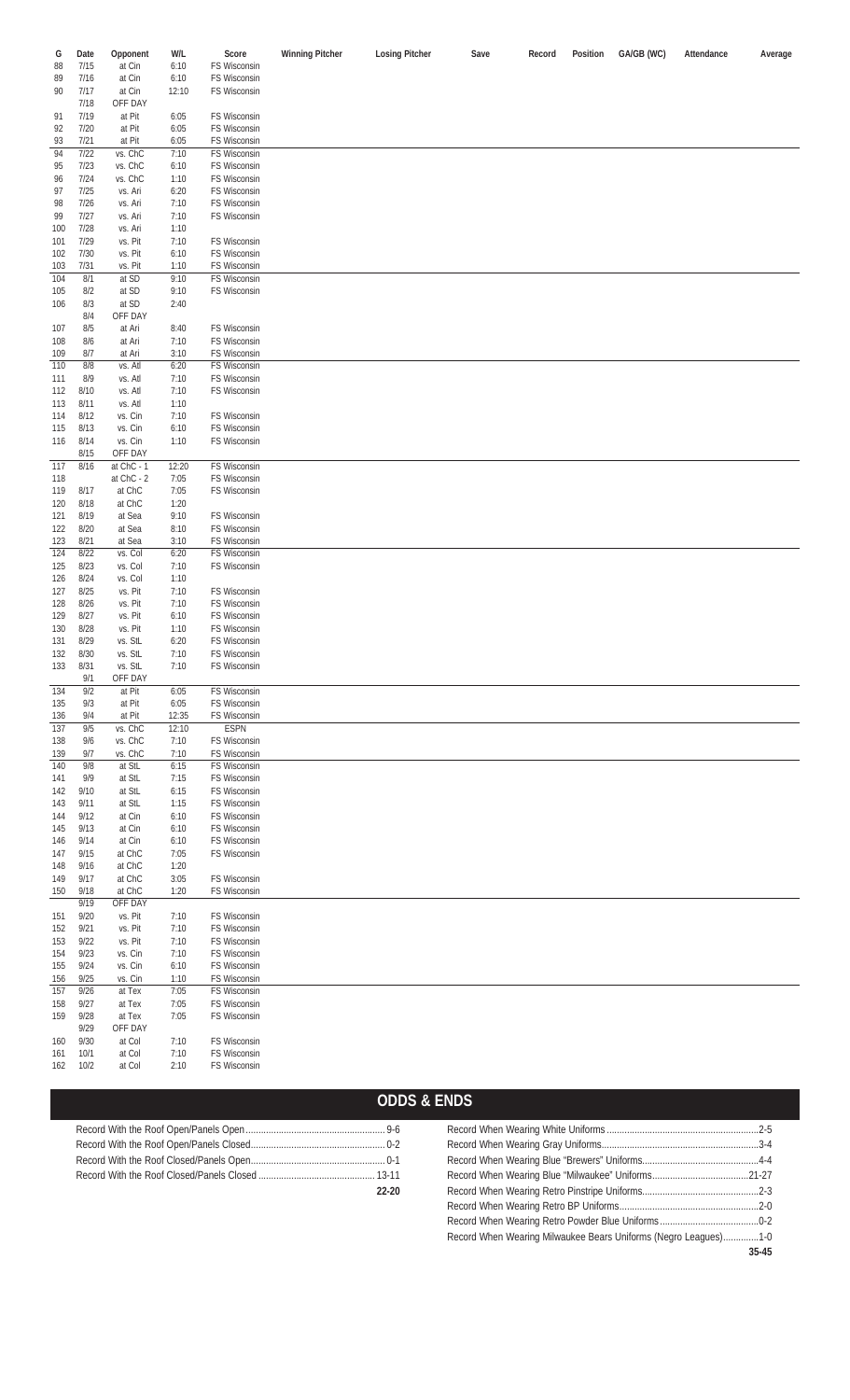| G | Date | Opponent | W/L | Score | Winning Pitcher | Losing Pitcher | Save | Record | Position | GA/GB (WC) | Attendance | Average |
|---|---|---|---|---|---|---|---|---|---|---|---|---|
| 88 | 7/15 | at Cin | 6:10 | FS Wisconsin | | | | | | | | |
| 89 | 7/16 | at Cin | 6:10 | FS Wisconsin | | | | | | | | |
| 90 | 7/17 | at Cin | 12:10 | FS Wisconsin | | | | | | | | |
| | 7/18 | OFF DAY | | | | | | | | | | |
| 91 | 7/19 | at Pit | 6:05 | FS Wisconsin | | | | | | | | |
| 92 | 7/20 | at Pit | 6:05 | FS Wisconsin | | | | | | | | |
| 93 | 7/21 | at Pit | 6:05 | FS Wisconsin | | | | | | | | |
| 94 | 7/22 | vs. ChC | 7:10 | FS Wisconsin | | | | | | | | |
| 95 | 7/23 | vs. ChC | 6:10 | FS Wisconsin | | | | | | | | |
| 96 | 7/24 | vs. ChC | 1:10 | FS Wisconsin | | | | | | | | |
| 97 | 7/25 | vs. Ari | 6:20 | FS Wisconsin | | | | | | | | |
| 98 | 7/26 | vs. Ari | 7:10 | FS Wisconsin | | | | | | | | |
| 99 | 7/27 | vs. Ari | 7:10 | FS Wisconsin | | | | | | | | |
| 100 | 7/28 | vs. Ari | 1:10 | | | | | | | | | |
| 101 | 7/29 | vs. Pit | 7:10 | FS Wisconsin | | | | | | | | |
| 102 | 7/30 | vs. Pit | 6:10 | FS Wisconsin | | | | | | | | |
| 103 | 7/31 | vs. Pit | 1:10 | FS Wisconsin | | | | | | | | |
| 104 | 8/1 | at SD | 9:10 | FS Wisconsin | | | | | | | | |
| 105 | 8/2 | at SD | 9:10 | FS Wisconsin | | | | | | | | |
| 106 | 8/3 | at SD | 2:40 | | | | | | | | | |
| | 8/4 | OFF DAY | | | | | | | | | | |
| 107 | 8/5 | at Ari | 8:40 | FS Wisconsin | | | | | | | | |
| 108 | 8/6 | at Ari | 7:10 | FS Wisconsin | | | | | | | | |
| 109 | 8/7 | at Ari | 3:10 | FS Wisconsin | | | | | | | | |
| 110 | 8/8 | vs. Atl | 6:20 | FS Wisconsin | | | | | | | | |
| 111 | 8/9 | vs. Atl | 7:10 | FS Wisconsin | | | | | | | | |
| 112 | 8/10 | vs. Atl | 7:10 | FS Wisconsin | | | | | | | | |
| 113 | 8/11 | vs. Atl | 1:10 | | | | | | | | | |
| 114 | 8/12 | vs. Cin | 7:10 | FS Wisconsin | | | | | | | | |
| 115 | 8/13 | vs. Cin | 6:10 | FS Wisconsin | | | | | | | | |
| 116 | 8/14 | vs. Cin | 1:10 | FS Wisconsin | | | | | | | | |
| | 8/15 | OFF DAY | | | | | | | | | | |
| 117 | 8/16 | at ChC - 1 | 12:20 | FS Wisconsin | | | | | | | | |
| 118 | | at ChC - 2 | 7:05 | FS Wisconsin | | | | | | | | |
| 119 | 8/17 | at ChC | 7:05 | FS Wisconsin | | | | | | | | |
| 120 | 8/18 | at ChC | 1:20 | | | | | | | | | |
| 121 | 8/19 | at Sea | 9:10 | FS Wisconsin | | | | | | | | |
| 122 | 8/20 | at Sea | 8:10 | FS Wisconsin | | | | | | | | |
| 123 | 8/21 | at Sea | 3:10 | FS Wisconsin | | | | | | | | |
| 124 | 8/22 | vs. Col | 6:20 | FS Wisconsin | | | | | | | | |
| 125 | 8/23 | vs. Col | 7:10 | FS Wisconsin | | | | | | | | |
| 126 | 8/24 | vs. Col | 1:10 | | | | | | | | | |
| 127 | 8/25 | vs. Pit | 7:10 | FS Wisconsin | | | | | | | | |
| 128 | 8/26 | vs. Pit | 7:10 | FS Wisconsin | | | | | | | | |
| 129 | 8/27 | vs. Pit | 6:10 | FS Wisconsin | | | | | | | | |
| 130 | 8/28 | vs. Pit | 1:10 | FS Wisconsin | | | | | | | | |
| 131 | 8/29 | vs. StL | 6:20 | FS Wisconsin | | | | | | | | |
| 132 | 8/30 | vs. StL | 7:10 | FS Wisconsin | | | | | | | | |
| 133 | 8/31 | vs. StL | 7:10 | FS Wisconsin | | | | | | | | |
| | 9/1 | OFF DAY | | | | | | | | | | |
| 134 | 9/2 | at Pit | 6:05 | FS Wisconsin | | | | | | | | |
| 135 | 9/3 | at Pit | 6:05 | FS Wisconsin | | | | | | | | |
| 136 | 9/4 | at Pit | 12:35 | FS Wisconsin | | | | | | | | |
| 137 | 9/5 | vs. ChC | 12:10 | ESPN | | | | | | | | |
| 138 | 9/6 | vs. ChC | 7:10 | FS Wisconsin | | | | | | | | |
| 139 | 9/7 | vs. ChC | 7:10 | FS Wisconsin | | | | | | | | |
| 140 | 9/8 | at StL | 6:15 | FS Wisconsin | | | | | | | | |
| 141 | 9/9 | at StL | 7:15 | FS Wisconsin | | | | | | | | |
| 142 | 9/10 | at StL | 6:15 | FS Wisconsin | | | | | | | | |
| 143 | 9/11 | at StL | 1:15 | FS Wisconsin | | | | | | | | |
| 144 | 9/12 | at Cin | 6:10 | FS Wisconsin | | | | | | | | |
| 145 | 9/13 | at Cin | 6:10 | FS Wisconsin | | | | | | | | |
| 146 | 9/14 | at Cin | 6:10 | FS Wisconsin | | | | | | | | |
| 147 | 9/15 | at ChC | 7:05 | FS Wisconsin | | | | | | | | |
| 148 | 9/16 | at ChC | 1:20 | | | | | | | | | |
| 149 | 9/17 | at ChC | 3:05 | FS Wisconsin | | | | | | | | |
| 150 | 9/18 | at ChC | 1:20 | FS Wisconsin | | | | | | | | |
| | 9/19 | OFF DAY | | | | | | | | | | |
| 151 | 9/20 | vs. Pit | 7:10 | FS Wisconsin | | | | | | | | |
| 152 | 9/21 | vs. Pit | 7:10 | FS Wisconsin | | | | | | | | |
| 153 | 9/22 | vs. Pit | 7:10 | FS Wisconsin | | | | | | | | |
| 154 | 9/23 | vs. Cin | 7:10 | FS Wisconsin | | | | | | | | |
| 155 | 9/24 | vs. Cin | 6:10 | FS Wisconsin | | | | | | | | |
| 156 | 9/25 | vs. Cin | 1:10 | FS Wisconsin | | | | | | | | |
| 157 | 9/26 | at Tex | 7:05 | FS Wisconsin | | | | | | | | |
| 158 | 9/27 | at Tex | 7:05 | FS Wisconsin | | | | | | | | |
| 159 | 9/28 | at Tex | 7:05 | FS Wisconsin | | | | | | | | |
| | 9/29 | OFF DAY | | | | | | | | | | |
| 160 | 9/30 | at Col | 7:10 | FS Wisconsin | | | | | | | | |
| 161 | 10/1 | at Col | 7:10 | FS Wisconsin | | | | | | | | |
| 162 | 10/2 | at Col | 2:10 | FS Wisconsin | | | | | | | | |

## ODDS & ENDS

| | |
|---|---|
| Record With the Roof Open/Panels Open | 9-6 |
| Record With the Roof Open/Panels Closed | 0-2 |
| Record With the Roof Closed/Panels Open | 0-1 |
| Record With the Roof Closed/Panels Closed | 13-11 |
| | **22-20** |

| | |
|---|---|
| Record When Wearing White Uniforms | 2-5 |
| Record When Wearing Gray Uniforms | 3-4 |
| Record When Wearing Blue "Brewers" Uniforms | 4-4 |
| Record When Wearing Blue "Milwaukee" Uniforms | 21-27 |
| Record When Wearing Retro Pinstripe Uniforms | 2-3 |
| Record When Wearing Retro BP Uniforms | 2-0 |
| Record When Wearing Retro Powder Blue Uniforms | 0-2 |
| Record When Wearing Milwaukee Bears Uniforms (Negro Leagues) | 1-0 |
| | **35-45** |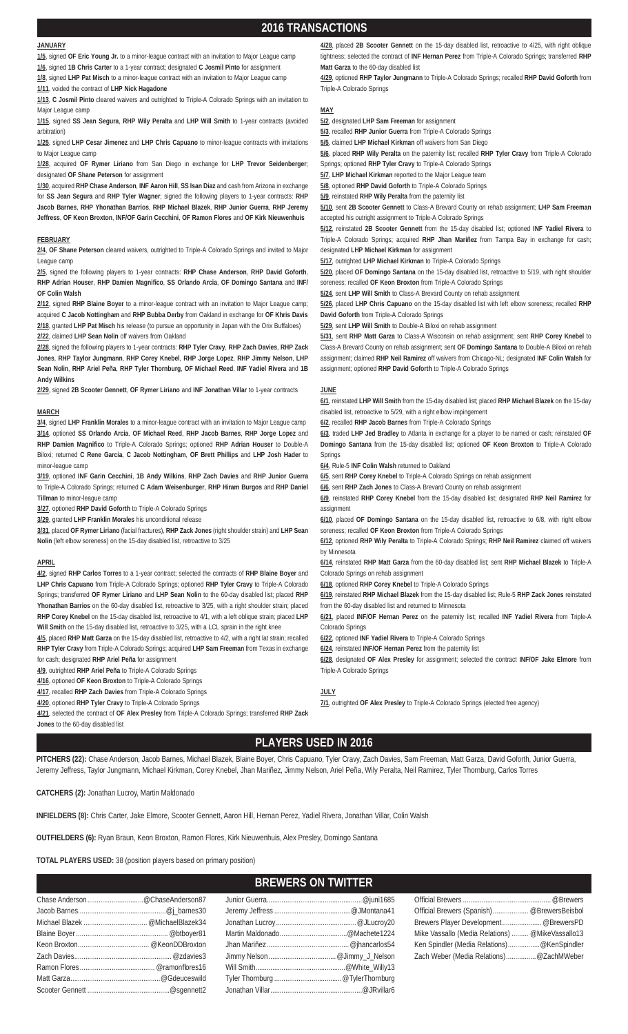# 2016 TRANSACTIONS

## JANUARY

**1/5**, signed **OF Eric Young Jr.** to a minor-league contract with an invitation to Major League camp

**1/6**, signed **1B Chris Carter** to a 1-year contract; designated **C Josmil Pinto** for assignment

**1/8**, signed **LHP Pat Misch** to a minor-league contract with an invitation to Major League camp

**1/11**, voided the contract of **LHP Nick Hagadone**

**1/13**, **C Josmil Pinto** cleared waivers and outrighted to Triple-A Colorado Springs with an invitation to Major League camp

**1/15**, signed **SS Jean Segura**, **RHP Wily Peralta** and **LHP Will Smith** to 1-year contracts (avoided arbitration)

**1/25**, signed **LHP Cesar Jimenez** and **LHP Chris Capuano** to minor-league contracts with invitations to Major League camp

**1/28**, acquired **OF Rymer Liriano** from San Diego in exchange for **LHP Trevor Seidenberger**; designated **OF Shane Peterson** for assignment

**1/30**, acquired **RHP Chase Anderson**, **INF Aaron Hill**, **SS Isan Diaz** and cash from Arizona in exchange for **SS Jean Segura** and **RHP Tyler Wagner**; signed the following players to 1-year contracts: **RHP Jacob Barnes**, **RHP Yhonathan Barrios**, **RHP Michael Blazek**, **RHP Junior Guerra**, **RHP Jeremy Jeffress**, **OF Keon Broxton**, **INF/OF Garin Cecchini**, **OF Ramon Flores** and **OF Kirk Nieuwenhuis**

## FEBRUARY

**2/4**, **OF Shane Peterson** cleared waivers, outrighted to Triple-A Colorado Springs and invited to Major League camp

**2/5**, signed the following players to 1-year contracts: **RHP Chase Anderson**, **RHP David Goforth**, **RHP Adrian Houser**, **RHP Damien Magnifico**, **SS Orlando Arcia**, **OF Domingo Santana** and **INF/OF Colin Walsh**

**2/12**, signed **RHP Blaine Boyer** to a minor-league contract with an invitation to Major League camp; acquired **C Jacob Nottingham** and **RHP Bubba Derby** from Oakland in exchange for **OF Khris Davis**

**2/18**, granted **LHP Pat Misch** his release (to pursue an opportunity in Japan with the Orix Buffaloes)

**2/22**, claimed **LHP Sean Nolin** off waivers from Oakland

**2/28**, signed the following players to 1-year contracts: **RHP Tyler Cravy**, **RHP Zach Davies**, **RHP Zack Jones**, **RHP Taylor Jungmann**, **RHP Corey Knebel**, **RHP Jorge Lopez**, **RHP Jimmy Nelson**, **LHP Sean Nolin**, **RHP Ariel Peña**, **RHP Tyler Thornburg**, **OF Michael Reed**, **INF Yadiel Rivera** and **1B Andy Wilkins**

**2/29**, signed **2B Scooter Gennett**, **OF Rymer Liriano** and **INF Jonathan Villar** to 1-year contracts

## MARCH

**3/4**, signed **LHP Franklin Morales** to a minor-league contract with an invitation to Major League camp

**3/14**, optioned **SS Orlando Arcia**, **OF Michael Reed**, **RHP Jacob Barnes**, **RHP Jorge Lopez** and **RHP Damien Magnifico** to Triple-A Colorado Springs; optioned **RHP Adrian Houser** to Double-A Biloxi; returned **C Rene Garcia**, **C Jacob Nottingham**, **OF Brett Phillips** and **LHP Josh Hader** to minor-league camp

**3/19**, optioned **INF Garin Cecchini**, **1B Andy Wilkins**, **RHP Zach Davies** and **RHP Junior Guerra** to Triple-A Colorado Springs; returned **C Adam Weisenburger**, **RHP Hiram Burgos** and **RHP Daniel Tillman** to minor-league camp

**3/27**, optioned **RHP David Goforth** to Triple-A Colorado Springs

**3/29**, granted **LHP Franklin Morales** his unconditional release

**3/31**, placed **OF Rymer Liriano** (facial fractures), **RHP Zack Jones** (right shoulder strain) and **LHP Sean Nolin** (left elbow soreness) on the 15-day disabled list, retroactive to 3/25

## APRIL

**4/2**, signed **RHP Carlos Torres** to a 1-year contract; selected the contracts of **RHP Blaine Boyer** and **LHP Chris Capuano** from Triple-A Colorado Springs; optioned **RHP Tyler Cravy** to Triple-A Colorado Springs; transferred **OF Rymer Liriano** and **LHP Sean Nolin** to the 60-day disabled list; placed **RHP Yhonathan Barrios** on the 60-day disabled list, retroactive to 3/25, with a right shoulder strain; placed **RHP Corey Knebel** on the 15-day disabled list, retroactive to 4/1, with a left oblique strain; placed **LHP Will Smith** on the 15-day disabled list, retroactive to 3/25, with a LCL sprain in the right knee

**4/5**, placed **RHP Matt Garza** on the 15-day disabled list, retroactive to 4/2, with a right lat strain; recalled **RHP Tyler Cravy** from Triple-A Colorado Springs; acquired **LHP Sam Freeman** from Texas in exchange for cash; designated **RHP Ariel Peña** for assignment

**4/9**, outrighted **RHP Ariel Peña** to Triple-A Colorado Springs

**4/16**, optioned **OF Keon Broxton** to Triple-A Colorado Springs

**4/17**, recalled **RHP Zach Davies** from Triple-A Colorado Springs

**4/20**, optioned **RHP Tyler Cravy** to Triple-A Colorado Springs

**4/21**, selected the contract of **OF Alex Presley** from Triple-A Colorado Springs; transferred **RHP Zack Jones** to the 60-day disabled list

**4/28**, placed **2B Scooter Gennett** on the 15-day disabled list, retroactive to 4/25, with right oblique tightness; selected the contract of **INF Hernan Perez** from Triple-A Colorado Springs; transferred **RHP Matt Garza** to the 60-day disabled list

**4/29**, optioned **RHP Taylor Jungmann** to Triple-A Colorado Springs; recalled **RHP David Goforth** from Triple-A Colorado Springs

## MAY

**5/2**, designated **LHP Sam Freeman** for assignment

**5/3**, recalled **RHP Junior Guerra** from Triple-A Colorado Springs

**5/5**, claimed **LHP Michael Kirkman** off waivers from San Diego

**5/6**, placed **RHP Wily Peralta** on the paternity list; recalled **RHP Tyler Cravy** from Triple-A Colorado Springs; optioned **RHP Tyler Cravy** to Triple-A Colorado Springs

**5/7**, **LHP Michael Kirkman** reported to the Major League team

**5/8**, optioned **RHP David Goforth** to Triple-A Colorado Springs

**5/9**, reinstated **RHP Wily Peralta** from the paternity list

**5/10**, sent **2B Scooter Gennett** to Class-A Brevard County on rehab assignment; **LHP Sam Freeman** accepted his outright assignment to Triple-A Colorado Springs

**5/12**, reinstated **2B Scooter Gennett** from the 15-day disabled list; optioned **INF Yadiel Rivera** to Triple-A Colorado Springs; acquired **RHP Jhan Mariñez** from Tampa Bay in exchange for cash; designated **LHP Michael Kirkman** for assignment

**5/17**, outrighted **LHP Michael Kirkman** to Triple-A Colorado Springs

**5/20**, placed **OF Domingo Santana** on the 15-day disabled list, retroactive to 5/19, with right shoulder soreness; recalled **OF Keon Broxton** from Triple-A Colorado Springs

**5/24**, sent **LHP Will Smith** to Class-A Brevard County on rehab assignment

**5/26**, placed **LHP Chris Capuano** on the 15-day disabled list with left elbow soreness; recalled **RHP David Goforth** from Triple-A Colorado Springs

**5/29**, sent **LHP Will Smith** to Double-A Biloxi on rehab assignment

**5/31**, sent **RHP Matt Garza** to Class-A Wisconsin on rehab assignment; sent **RHP Corey Knebel** to Class-A Brevard County on rehab assignment; sent **OF Domingo Santana** to Double-A Biloxi on rehab assignment; claimed **RHP Neil Ramirez** off waivers from Chicago-NL; designated **INF Colin Walsh** for assignment; optioned **RHP David Goforth** to Triple-A Colorado Springs

## JUNE

**6/1**, reinstated **LHP Will Smith** from the 15-day disabled list; placed **RHP Michael Blazek** on the 15-day disabled list, retroactive to 5/29, with a right elbow impingement

**6/2**, recalled **RHP Jacob Barnes** from Triple-A Colorado Springs

**6/3**, traded **LHP Jed Bradley** to Atlanta in exchange for a player to be named or cash; reinstated **OF Domingo Santana** from the 15-day disabled list; optioned **OF Keon Broxton** to Triple-A Colorado Springs

**6/4**, Rule-5 **INF Colin Walsh** returned to Oakland

**6/5**, sent **RHP Corey Knebel** to Triple-A Colorado Springs on rehab assignment

**6/6**, sent **RHP Zach Jones** to Class-A Brevard County on rehab assignment

**6/9**, reinstated **RHP Corey Knebel** from the 15-day disabled list; designated **RHP Neil Ramirez** for assignment

**6/10**, placed **OF Domingo Santana** on the 15-day disabled list, retroactive to 6/8, with right elbow soreness; recalled **OF Keon Broxton** from Triple-A Colorado Springs

**6/12**, optioned **RHP Wily Peralta** to Triple-A Colorado Springs; **RHP Neil Ramirez** claimed off waivers by Minnesota

**6/14**, reinstated **RHP Matt Garza** from the 60-day disabled list; sent **RHP Michael Blazek** to Triple-A Colorado Springs on rehab assignment

**6/18**, optioned **RHP Corey Knebel** to Triple-A Colorado Springs

**6/19**, reinstated **RHP Michael Blazek** from the 15-day disabled list; Rule-5 **RHP Zack Jones** reinstated from the 60-day disabled list and returned to Minnesota

**6/21**, placed **INF/OF Hernan Perez** on the paternity list; recalled **INF Yadiel Rivera** from Triple-A Colorado Springs

**6/22**, optioned **INF Yadiel Rivera** to Triple-A Colorado Springs

**6/24**, reinstated **INF/OF Hernan Perez** from the paternity list

**6/28**, designated **OF Alex Presley** for assignment; selected the contract **INF/OF Jake Elmore** from Triple-A Colorado Springs

## JULY

**7/1**, outrighted **OF Alex Presley** to Triple-A Colorado Springs (elected free agency)

# PLAYERS USED IN 2016

**PITCHERS (22):** Chase Anderson, Jacob Barnes, Michael Blazek, Blaine Boyer, Chris Capuano, Tyler Cravy, Zach Davies, Sam Freeman, Matt Garza, David Goforth, Junior Guerra, Jeremy Jeffress, Taylor Jungmann, Michael Kirkman, Corey Knebel, Jhan Mariñez, Jimmy Nelson, Ariel Peña, Wily Peralta, Neil Ramirez, Tyler Thornburg, Carlos Torres

**CATCHERS (2):** Jonathan Lucroy, Martin Maldonado

**INFIELDERS (8):** Chris Carter, Jake Elmore, Scooter Gennett, Aaron Hill, Hernan Perez, Yadiel Rivera, Jonathan Villar, Colin Walsh

**OUTFIELDERS (6):** Ryan Braun, Keon Broxton, Ramon Flores, Kirk Nieuwenhuis, Alex Presley, Domingo Santana

**TOTAL PLAYERS USED:** 38 (position players based on primary position)

# BREWERS ON TWITTER

| | | | | | |
|---|---|---|---|---|---|
| Chase Anderson | @ChaseAnderson87 | Junior Guerra | @juni1685 | Official Brewers | @Brewers |
| Jacob Barnes | @j_barnes30 | Jeremy Jeffress | @JMontana41 | Official Brewers (Spanish) | @BrewersBeisbol |
| Michael Blazek | @MichaelBlazek34 | Jonathan Lucroy | @JLucroy20 | Brewers Player Development | @BrewersPD |
| Blaine Boyer | @btboyer81 | Martin Maldonado | @Machete1224 | Mike Vassallo (Media Relations) | @MikeVassallo13 |
| Keon Broxton | @KeonDDBroxton | Jhan Mariñez | @jhancarlos54 | Ken Spindler (Media Relations) | @KenSpindler |
| Zach Davies | @zdavies3 | Jimmy Nelson | @Jimmy_J_Nelson | Zach Weber (Media Relations) | @ZachMWeber |
| Ramon Flores | @ramonflbres16 | Will Smith | @White_Willy13 | | |
| Matt Garza | @Gdeuceswild | Tyler Thornburg | @TylerThornburg | | |
| Scooter Gennett | @sgennett2 | Jonathan Villar | @JRvillar6 | | |